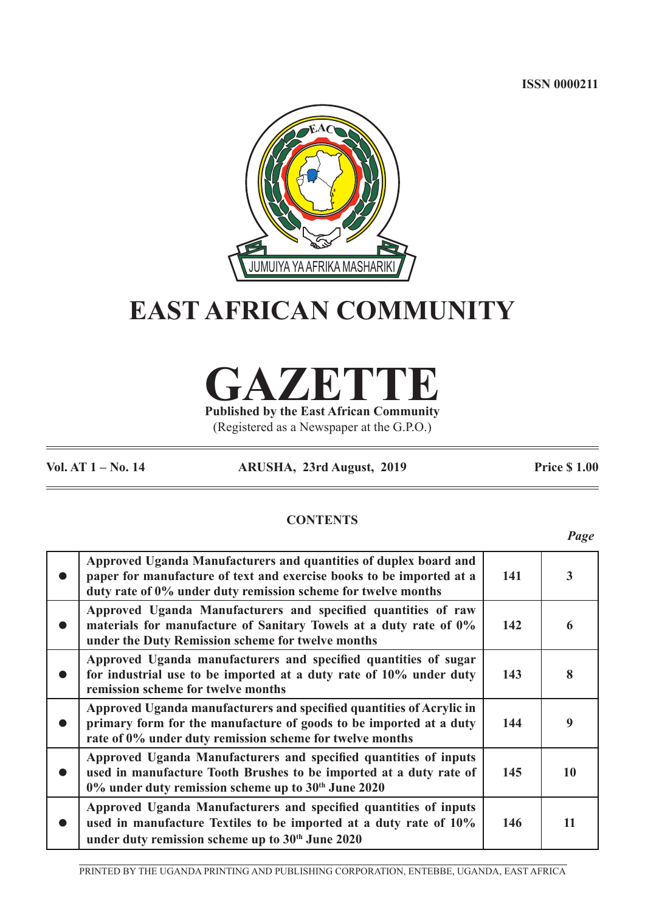ISSN 0000211

JUMUIYA YA AFRIKA MASHARIKI

# EAST AFRICAN COMMUNITY

# GAZETTE

**Published by the East African Community**

(Registered as a Newspaper at the G.P.O.)

**Vol. AT 1 – No. 14** **ARUSHA, 23rd August, 2019** **Price $ 1.00**

## CONTENTS

| | | | *Page* |
|---|---|---|---|
| ● | **Approved Uganda Manufacturers and quantities of duplex board and paper for manufacture of text and exercise books to be imported at a duty rate of 0% under duty remission scheme for twelve months** | **141** | **3** |
| ● | **Approved Uganda Manufacturers and specified quantities of raw materials for manufacture of Sanitary Towels at a duty rate of 0% under the Duty Remission scheme for twelve months** | **142** | **6** |
| ● | **Approved Uganda manufacturers and specified quantities of sugar for industrial use to be imported at a duty rate of 10% under duty remission scheme for twelve months** | **143** | **8** |
| ● | **Approved Uganda manufacturers and specified quantities of Acrylic in primary form for the manufacture of goods to be imported at a duty rate of 0% under duty remission scheme for twelve months** | **144** | **9** |
| ● | **Approved Uganda Manufacturers and specified quantities of inputs used in manufacture Tooth Brushes to be imported at a duty rate of 0% under duty remission scheme up to 30th June 2020** | **145** | **10** |
| ● | **Approved Uganda Manufacturers and specified quantities of inputs used in manufacture Textiles to be imported at a duty rate of 10% under duty remission scheme up to 30th June 2020** | **146** | **11** |

PRINTED BY THE UGANDA PRINTING AND PUBLISHING CORPORATION, ENTEBBE, UGANDA, EAST AFRICA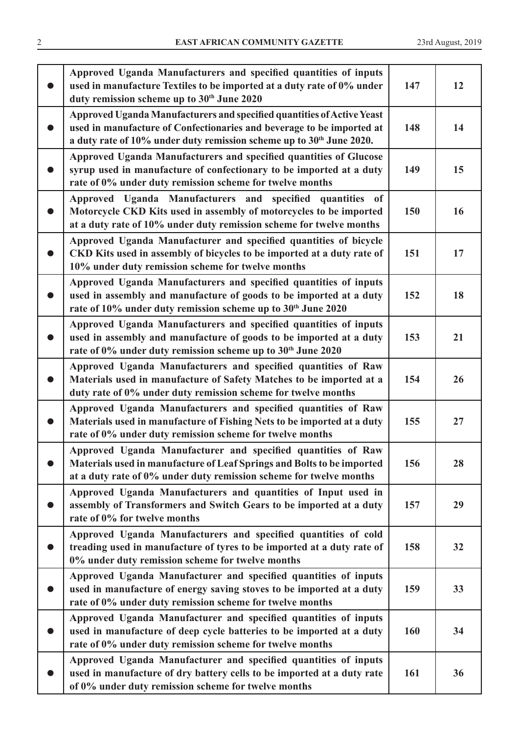| | | | |
|---|---|---|---|
| ● | **Approved Uganda Manufacturers and specified quantities of inputs used in manufacture Textiles to be imported at a duty rate of 0% under duty remission scheme up to 30th June 2020** | **147** | **12** |
| ● | **Approved Uganda Manufacturers and specified quantities of Active Yeast used in manufacture of Confectionaries and beverage to be imported at a duty rate of 10% under duty remission scheme up to 30th June 2020.** | **148** | **14** |
| ● | **Approved Uganda Manufacturers and specified quantities of Glucose syrup used in manufacture of confectionary to be imported at a duty rate of 0% under duty remission scheme for twelve months** | **149** | **15** |
| ● | **Approved Uganda Manufacturers and specified quantities of Motorcycle CKD Kits used in assembly of motorcycles to be imported at a duty rate of 10% under duty remission scheme for twelve months** | **150** | **16** |
| ● | **Approved Uganda Manufacturer and specified quantities of bicycle CKD Kits used in assembly of bicycles to be imported at a duty rate of 10% under duty remission scheme for twelve months** | **151** | **17** |
| ● | **Approved Uganda Manufacturers and specified quantities of inputs used in assembly and manufacture of goods to be imported at a duty rate of 10% under duty remission scheme up to 30th June 2020** | **152** | **18** |
| ● | **Approved Uganda Manufacturers and specified quantities of inputs used in assembly and manufacture of goods to be imported at a duty rate of 0% under duty remission scheme up to 30th June 2020** | **153** | **21** |
| ● | **Approved Uganda Manufacturers and specified quantities of Raw Materials used in manufacture of Safety Matches to be imported at a duty rate of 0% under duty remission scheme for twelve months** | **154** | **26** |
| ● | **Approved Uganda Manufacturers and specified quantities of Raw Materials used in manufacture of Fishing Nets to be imported at a duty rate of 0% under duty remission scheme for twelve months** | **155** | **27** |
| ● | **Approved Uganda Manufacturer and specified quantities of Raw Materials used in manufacture of Leaf Springs and Bolts to be imported at a duty rate of 0% under duty remission scheme for twelve months** | **156** | **28** |
| ● | **Approved Uganda Manufacturers and quantities of Input used in assembly of Transformers and Switch Gears to be imported at a duty rate of 0% for twelve months** | **157** | **29** |
| ● | **Approved Uganda Manufacturers and specified quantities of cold treading used in manufacture of tyres to be imported at a duty rate of 0% under duty remission scheme for twelve months** | **158** | **32** |
| ● | **Approved Uganda Manufacturer and specified quantities of inputs used in manufacture of energy saving stoves to be imported at a duty rate of 0% under duty remission scheme for twelve months** | **159** | **33** |
| ● | **Approved Uganda Manufacturer and specified quantities of inputs used in manufacture of deep cycle batteries to be imported at a duty rate of 0% under duty remission scheme for twelve months** | **160** | **34** |
| ● | **Approved Uganda Manufacturer and specified quantities of inputs used in manufacture of dry battery cells to be imported at a duty rate of 0% under duty remission scheme for twelve months** | **161** | **36** |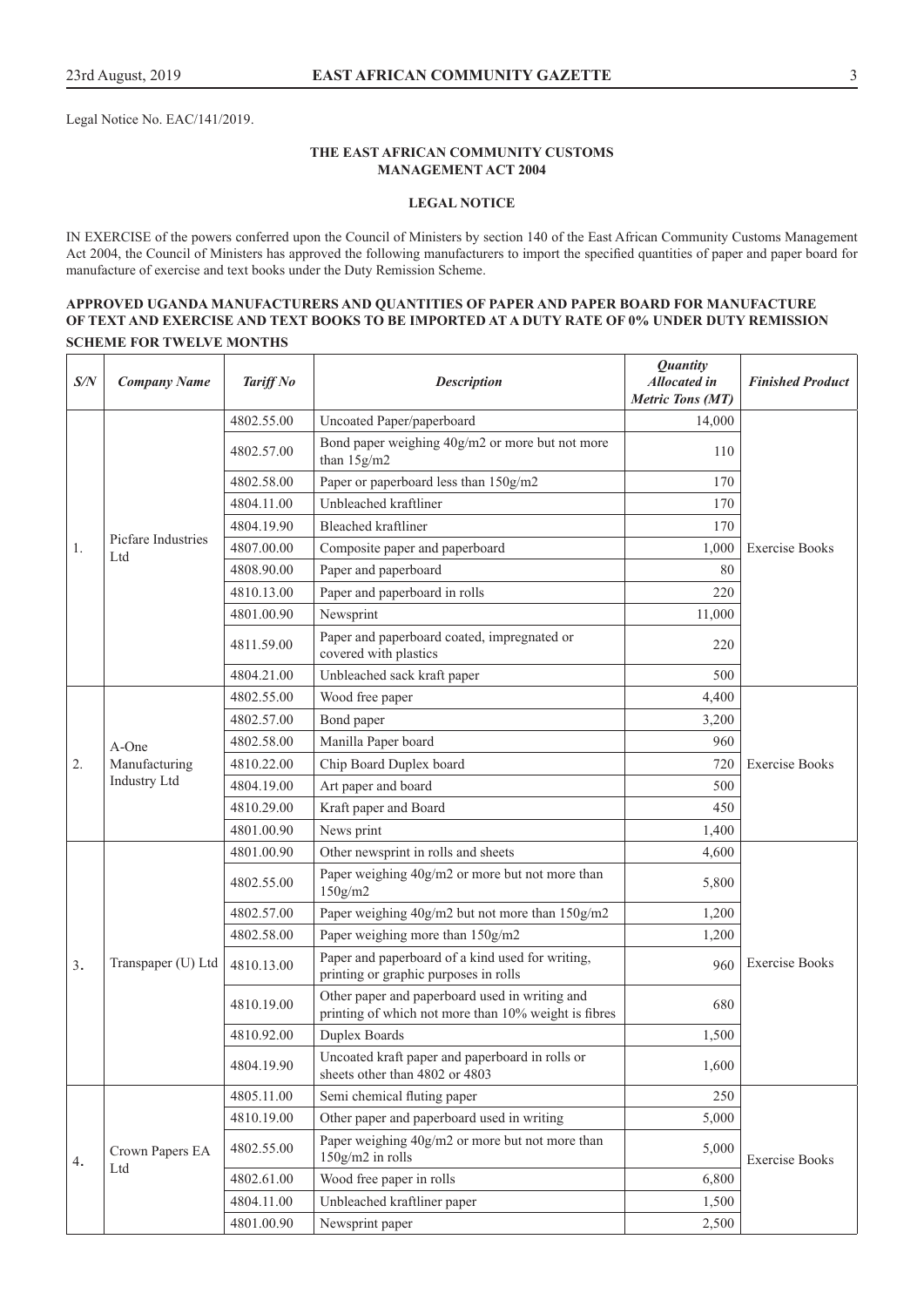Legal Notice No. EAC/141/2019.

**THE EAST AFRICAN COMMUNITY CUSTOMS MANAGEMENT ACT 2004**

**LEGAL NOTICE**

IN EXERCISE of the powers conferred upon the Council of Ministers by section 140 of the East African Community Customs Management Act 2004, the Council of Ministers has approved the following manufacturers to import the specified quantities of paper and paper board for manufacture of exercise and text books under the Duty Remission Scheme.

**APPROVED UGANDA MANUFACTURERS AND QUANTITIES OF PAPER AND PAPER BOARD FOR MANUFACTURE OF TEXT AND EXERCISE AND TEXT BOOKS TO BE IMPORTED AT A DUTY RATE OF 0% UNDER DUTY REMISSION SCHEME FOR TWELVE MONTHS**

| S/N | Company Name | Tariff No | Description | Quantity Allocated in Metric Tons (MT) | Finished Product |
|---|---|---|---|---|---|
| 1. | Picfare Industries Ltd | 4802.55.00 | Uncoated Paper/paperboard | 14,000 | Exercise Books |
| | | 4802.57.00 | Bond paper weighing 40g/m2 or more but not more than 15g/m2 | 110 | |
| | | 4802.58.00 | Paper or paperboard less than 150g/m2 | 170 | |
| | | 4804.11.00 | Unbleached kraftliner | 170 | |
| | | 4804.19.90 | Bleached kraftliner | 170 | |
| | | 4807.00.00 | Composite paper and paperboard | 1,000 | |
| | | 4808.90.00 | Paper and paperboard | 80 | |
| | | 4810.13.00 | Paper and paperboard in rolls | 220 | |
| | | 4801.00.90 | Newsprint | 11,000 | |
| | | 4811.59.00 | Paper and paperboard coated, impregnated or covered with plastics | 220 | |
| | | 4804.21.00 | Unbleached sack kraft paper | 500 | |
| 2. | A-One Manufacturing Industry Ltd | 4802.55.00 | Wood free paper | 4,400 | Exercise Books |
| | | 4802.57.00 | Bond paper | 3,200 | |
| | | 4802.58.00 | Manilla Paper board | 960 | |
| | | 4810.22.00 | Chip Board Duplex board | 720 | |
| | | 4804.19.00 | Art paper and board | 500 | |
| | | 4810.29.00 | Kraft paper and Board | 450 | |
| | | 4801.00.90 | News print | 1,400 | |
| 3. | Transpaper (U) Ltd | 4801.00.90 | Other newsprint in rolls and sheets | 4,600 | Exercise Books |
| | | 4802.55.00 | Paper weighing 40g/m2 or more but not more than 150g/m2 | 5,800 | |
| | | 4802.57.00 | Paper weighing 40g/m2 but not more than 150g/m2 | 1,200 | |
| | | 4802.58.00 | Paper weighing more than 150g/m2 | 1,200 | |
| | | 4810.13.00 | Paper and paperboard of a kind used for writing, printing or graphic purposes in rolls | 960 | |
| | | 4810.19.00 | Other paper and paperboard used in writing and printing of which not more than 10% weight is fibres | 680 | |
| | | 4810.92.00 | Duplex Boards | 1,500 | |
| | | 4804.19.90 | Uncoated kraft paper and paperboard in rolls or sheets other than 4802 or 4803 | 1,600 | |
| 4. | Crown Papers EA Ltd | 4805.11.00 | Semi chemical fluting paper | 250 | Exercise Books |
| | | 4810.19.00 | Other paper and paperboard used in writing | 5,000 | |
| | | 4802.55.00 | Paper weighing 40g/m2 or more but not more than 150g/m2 in rolls | 5,000 | |
| | | 4802.61.00 | Wood free paper in rolls | 6,800 | |
| | | 4804.11.00 | Unbleached kraftliner paper | 1,500 | |
| | | 4801.00.90 | Newsprint paper | 2,500 | |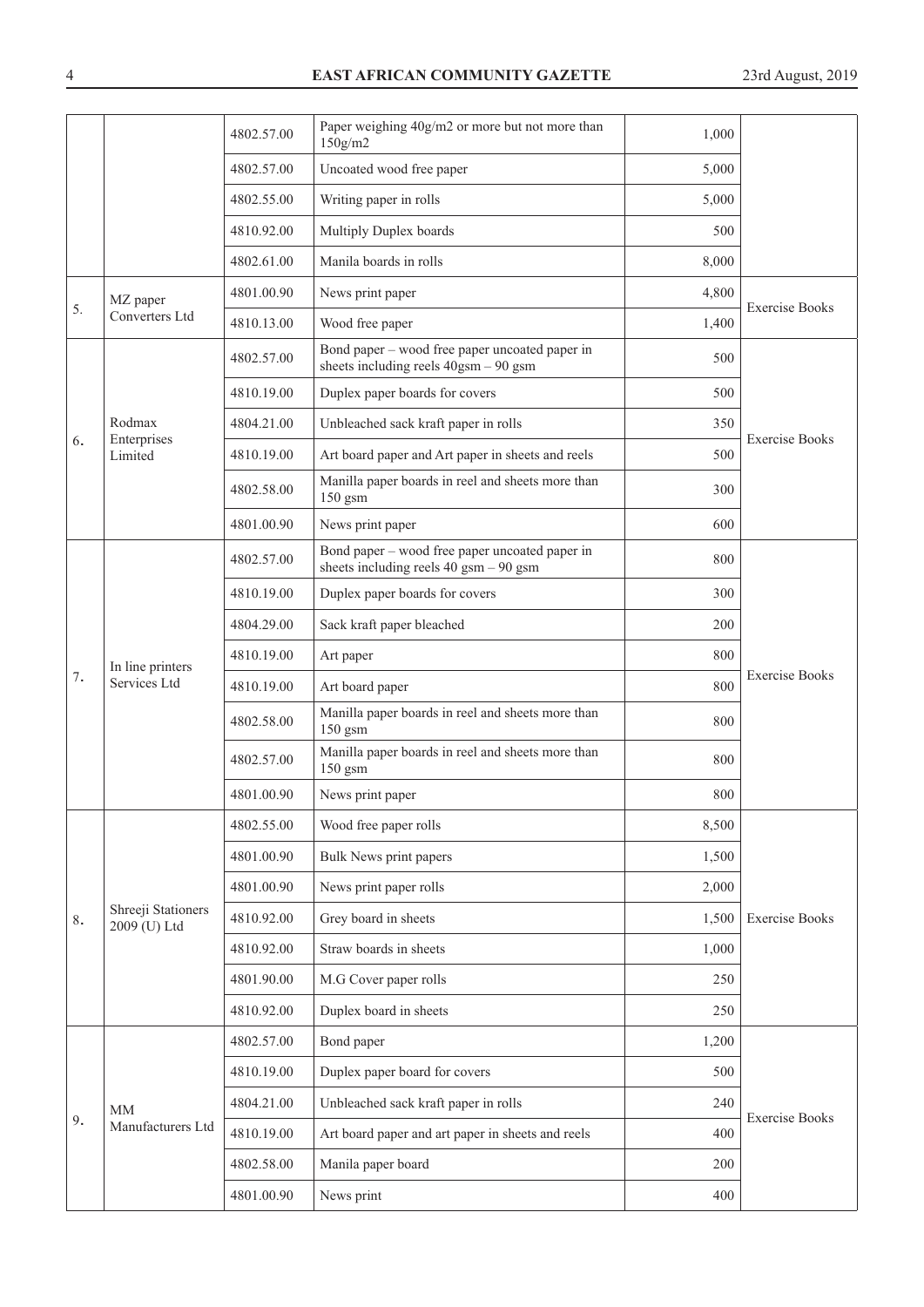| | | 4802.57.00 | Paper weighing 40g/m2 or more but not more than 150g/m2 | 1,000 | |
|---|---|---|---|---|---|
| | | 4802.57.00 | Uncoated wood free paper | 5,000 | |
| | | 4802.55.00 | Writing paper in rolls | 5,000 | |
| | | 4810.92.00 | Multiply Duplex boards | 500 | |
| | | 4802.61.00 | Manila boards in rolls | 8,000 | |
| 5. | MZ paper Converters Ltd | 4801.00.90 | News print paper | 4,800 | Exercise Books |
| | | 4810.13.00 | Wood free paper | 1,400 | |
| 6. | Rodmax Enterprises Limited | 4802.57.00 | Bond paper – wood free paper uncoated paper in sheets including reels 40gsm – 90 gsm | 500 | Exercise Books |
| | | 4810.19.00 | Duplex paper boards for covers | 500 | |
| | | 4804.21.00 | Unbleached sack kraft paper in rolls | 350 | |
| | | 4810.19.00 | Art board paper and Art paper in sheets and reels | 500 | |
| | | 4802.58.00 | Manilla paper boards in reel and sheets more than 150 gsm | 300 | |
| | | 4801.00.90 | News print paper | 600 | |
| 7. | In line printers Services Ltd | 4802.57.00 | Bond paper – wood free paper uncoated paper in sheets including reels 40 gsm – 90 gsm | 800 | Exercise Books |
| | | 4810.19.00 | Duplex paper boards for covers | 300 | |
| | | 4804.29.00 | Sack kraft paper bleached | 200 | |
| | | 4810.19.00 | Art paper | 800 | |
| | | 4810.19.00 | Art board paper | 800 | |
| | | 4802.58.00 | Manilla paper boards in reel and sheets more than 150 gsm | 800 | |
| | | 4802.57.00 | Manilla paper boards in reel and sheets more than 150 gsm | 800 | |
| | | 4801.00.90 | News print paper | 800 | |
| 8. | Shreeji Stationers 2009 (U) Ltd | 4802.55.00 | Wood free paper rolls | 8,500 | Exercise Books |
| | | 4801.00.90 | Bulk News print papers | 1,500 | |
| | | 4801.00.90 | News print paper rolls | 2,000 | |
| | | 4810.92.00 | Grey board in sheets | 1,500 | |
| | | 4810.92.00 | Straw boards in sheets | 1,000 | |
| | | 4801.90.00 | M.G Cover paper rolls | 250 | |
| | | 4810.92.00 | Duplex board in sheets | 250 | |
| 9. | MM Manufacturers Ltd | 4802.57.00 | Bond paper | 1,200 | Exercise Books |
| | | 4810.19.00 | Duplex paper board for covers | 500 | |
| | | 4804.21.00 | Unbleached sack kraft paper in rolls | 240 | |
| | | 4810.19.00 | Art board paper and art paper in sheets and reels | 400 | |
| | | 4802.58.00 | Manila paper board | 200 | |
| | | 4801.00.90 | News print | 400 | |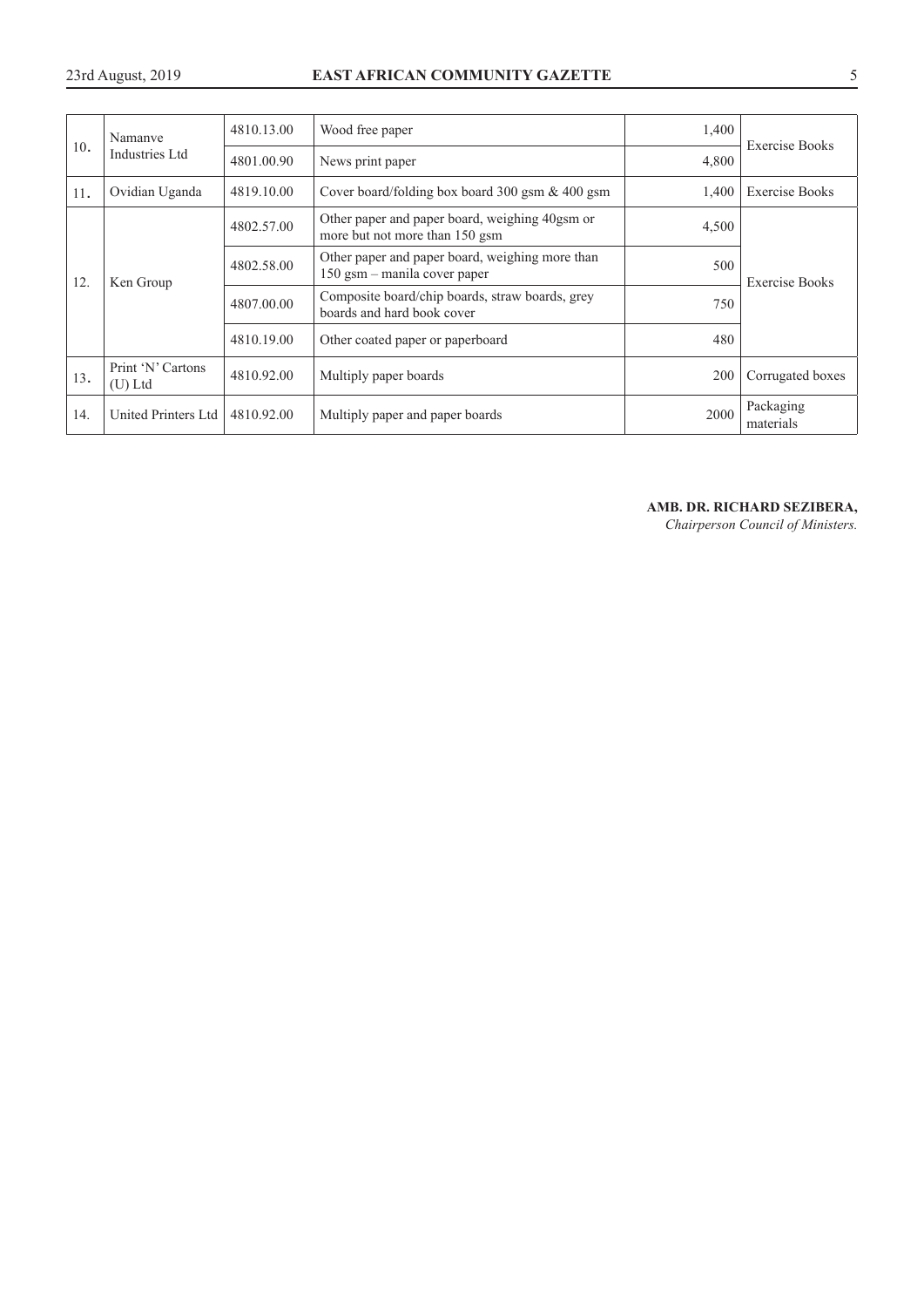| 10. | Namanve Industries Ltd | 4810.13.00 | Wood free paper | 1,400 | Exercise Books |
|---|---|---|---|---|---|
| | | 4801.00.90 | News print paper | 4,800 | |
| 11. | Ovidian Uganda | 4819.10.00 | Cover board/folding box board 300 gsm & 400 gsm | 1,400 | Exercise Books |
| 12. | Ken Group | 4802.57.00 | Other paper and paper board, weighing 40gsm or more but not more than 150 gsm | 4,500 | Exercise Books |
| | | 4802.58.00 | Other paper and paper board, weighing more than 150 gsm – manila cover paper | 500 | |
| | | 4807.00.00 | Composite board/chip boards, straw boards, grey boards and hard book cover | 750 | |
| | | 4810.19.00 | Other coated paper or paperboard | 480 | |
| 13. | Print 'N' Cartons (U) Ltd | 4810.92.00 | Multiply paper boards | 200 | Corrugated boxes |
| 14. | United Printers Ltd | 4810.92.00 | Multiply paper and paper boards | 2000 | Packaging materials |

**AMB. DR. RICHARD SEZIBERA,**
*Chairperson Council of Ministers.*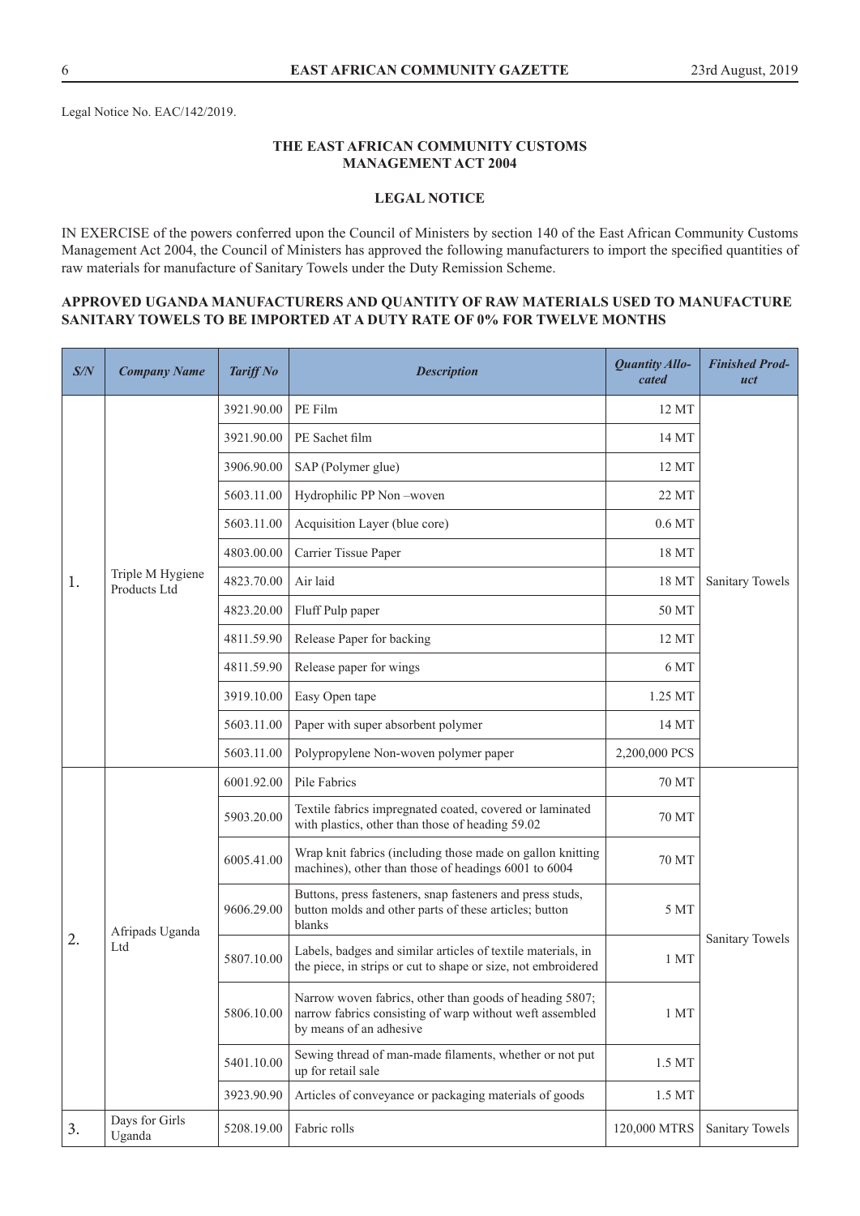Legal Notice No. EAC/142/2019.

**THE EAST AFRICAN COMMUNITY CUSTOMS MANAGEMENT ACT 2004**

**LEGAL NOTICE**

IN EXERCISE of the powers conferred upon the Council of Ministers by section 140 of the East African Community Customs Management Act 2004, the Council of Ministers has approved the following manufacturers to import the specified quantities of raw materials for manufacture of Sanitary Towels under the Duty Remission Scheme.

**APPROVED UGANDA MANUFACTURERS AND QUANTITY OF RAW MATERIALS USED TO MANUFACTURE SANITARY TOWELS TO BE IMPORTED AT A DUTY RATE OF 0% FOR TWELVE MONTHS**

| S/N | Company Name | Tariff No | Description | Quantity Allocated | Finished Product |
|---|---|---|---|---|---|
| 1. | Triple M Hygiene Products Ltd | 3921.90.00 | PE Film | 12 MT | Sanitary Towels |
| | | 3921.90.00 | PE Sachet film | 14 MT | |
| | | 3906.90.00 | SAP (Polymer glue) | 12 MT | |
| | | 5603.11.00 | Hydrophilic PP Non –woven | 22 MT | |
| | | 5603.11.00 | Acquisition Layer (blue core) | 0.6 MT | |
| | | 4803.00.00 | Carrier Tissue Paper | 18 MT | |
| | | 4823.70.00 | Air laid | 18 MT | |
| | | 4823.20.00 | Fluff Pulp paper | 50 MT | |
| | | 4811.59.90 | Release Paper for backing | 12 MT | |
| | | 4811.59.90 | Release paper for wings | 6 MT | |
| | | 3919.10.00 | Easy Open tape | 1.25 MT | |
| | | 5603.11.00 | Paper with super absorbent polymer | 14 MT | |
| | | 5603.11.00 | Polypropylene Non-woven polymer paper | 2,200,000 PCS | |
| 2. | Afripads Uganda Ltd | 6001.92.00 | Pile Fabrics | 70 MT | Sanitary Towels |
| | | 5903.20.00 | Textile fabrics impregnated coated, covered or laminated with plastics, other than those of heading 59.02 | 70 MT | |
| | | 6005.41.00 | Wrap knit fabrics (including those made on gallon knitting machines), other than those of headings 6001 to 6004 | 70 MT | |
| | | 9606.29.00 | Buttons, press fasteners, snap fasteners and press studs, button molds and other parts of these articles; button blanks | 5 MT | |
| | | 5807.10.00 | Labels, badges and similar articles of textile materials, in the piece, in strips or cut to shape or size, not embroidered | 1 MT | |
| | | 5806.10.00 | Narrow woven fabrics, other than goods of heading 5807; narrow fabrics consisting of warp without weft assembled by means of an adhesive | 1 MT | |
| | | 5401.10.00 | Sewing thread of man-made filaments, whether or not put up for retail sale | 1.5 MT | |
| | | 3923.90.90 | Articles of conveyance or packaging materials of goods | 1.5 MT | |
| 3. | Days for Girls Uganda | 5208.19.00 | Fabric rolls | 120,000 MTRS | Sanitary Towels |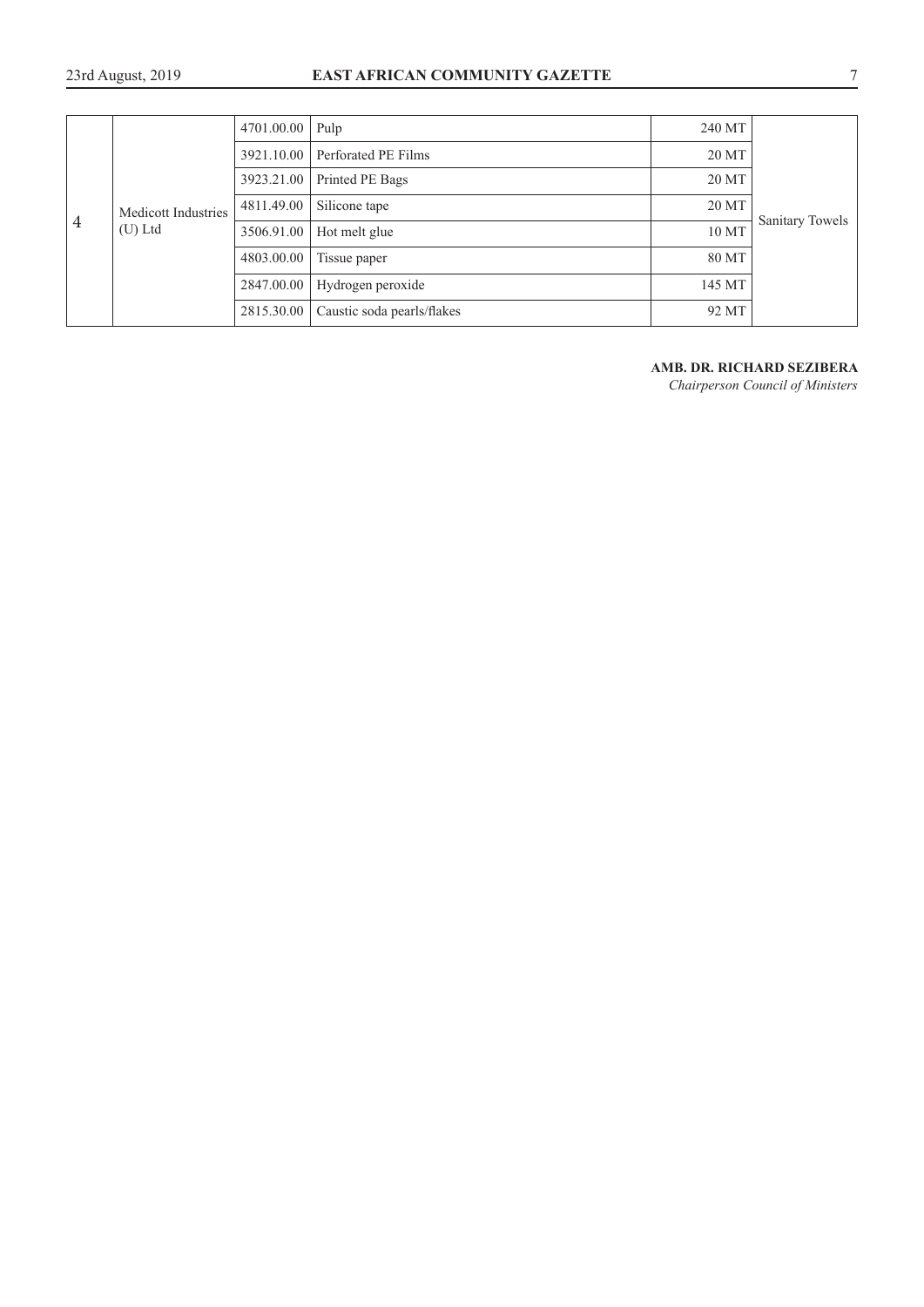| 4 | Medicott Industries (U) Ltd | 4701.00.00 | Pulp | 240 MT | Sanitary Towels |
|---|---|---|---|---|---|
| | | 3921.10.00 | Perforated PE Films | 20 MT | |
| | | 3923.21.00 | Printed PE Bags | 20 MT | |
| | | 4811.49.00 | Silicone tape | 20 MT | |
| | | 3506.91.00 | Hot melt glue | 10 MT | |
| | | 4803.00.00 | Tissue paper | 80 MT | |
| | | 2847.00.00 | Hydrogen peroxide | 145 MT | |
| | | 2815.30.00 | Caustic soda pearls/flakes | 92 MT | |

**AMB. DR. RICHARD SEZIBERA**
*Chairperson Council of Ministers*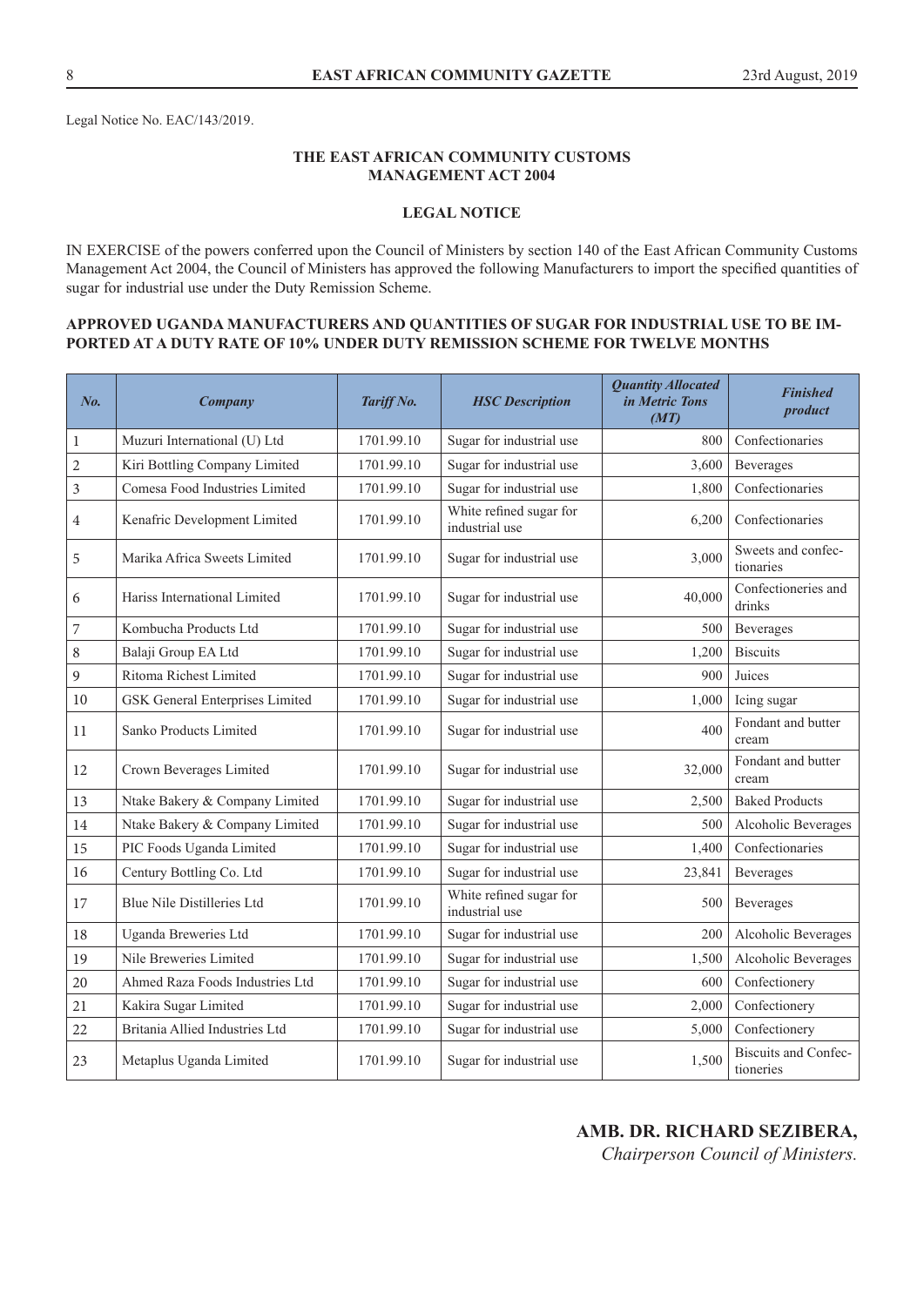Legal Notice No. EAC/143/2019.

## THE EAST AFRICAN COMMUNITY CUSTOMS MANAGEMENT ACT 2004

### LEGAL NOTICE

IN EXERCISE of the powers conferred upon the Council of Ministers by section 140 of the East African Community Customs Management Act 2004, the Council of Ministers has approved the following Manufacturers to import the specified quantities of sugar for industrial use under the Duty Remission Scheme.

**APPROVED UGANDA MANUFACTURERS AND QUANTITIES OF SUGAR FOR INDUSTRIAL USE TO BE IMPORTED AT A DUTY RATE OF 10% UNDER DUTY REMISSION SCHEME FOR TWELVE MONTHS**

| *No.* | *Company* | *Tariff No.* | *HSC Description* | *Quantity Allocated in Metric Tons (MT)* | *Finished product* |
|---|---|---|---|---|---|
| 1 | Muzuri International (U) Ltd | 1701.99.10 | Sugar for industrial use | 800 | Confectionaries |
| 2 | Kiri Bottling Company Limited | 1701.99.10 | Sugar for industrial use | 3,600 | Beverages |
| 3 | Comesa Food Industries Limited | 1701.99.10 | Sugar for industrial use | 1,800 | Confectionaries |
| 4 | Kenafric Development Limited | 1701.99.10 | White refined sugar for industrial use | 6,200 | Confectionaries |
| 5 | Marika Africa Sweets Limited | 1701.99.10 | Sugar for industrial use | 3,000 | Sweets and confectionaries |
| 6 | Hariss International Limited | 1701.99.10 | Sugar for industrial use | 40,000 | Confectioneries and drinks |
| 7 | Kombucha Products Ltd | 1701.99.10 | Sugar for industrial use | 500 | Beverages |
| 8 | Balaji Group EA Ltd | 1701.99.10 | Sugar for industrial use | 1,200 | Biscuits |
| 9 | Ritoma Richest Limited | 1701.99.10 | Sugar for industrial use | 900 | Juices |
| 10 | GSK General Enterprises Limited | 1701.99.10 | Sugar for industrial use | 1,000 | Icing sugar |
| 11 | Sanko Products Limited | 1701.99.10 | Sugar for industrial use | 400 | Fondant and butter cream |
| 12 | Crown Beverages Limited | 1701.99.10 | Sugar for industrial use | 32,000 | Fondant and butter cream |
| 13 | Ntake Bakery & Company Limited | 1701.99.10 | Sugar for industrial use | 2,500 | Baked Products |
| 14 | Ntake Bakery & Company Limited | 1701.99.10 | Sugar for industrial use | 500 | Alcoholic Beverages |
| 15 | PIC Foods Uganda Limited | 1701.99.10 | Sugar for industrial use | 1,400 | Confectionaries |
| 16 | Century Bottling Co. Ltd | 1701.99.10 | Sugar for industrial use | 23,841 | Beverages |
| 17 | Blue Nile Distilleries Ltd | 1701.99.10 | White refined sugar for industrial use | 500 | Beverages |
| 18 | Uganda Breweries Ltd | 1701.99.10 | Sugar for industrial use | 200 | Alcoholic Beverages |
| 19 | Nile Breweries Limited | 1701.99.10 | Sugar for industrial use | 1,500 | Alcoholic Beverages |
| 20 | Ahmed Raza Foods Industries Ltd | 1701.99.10 | Sugar for industrial use | 600 | Confectionery |
| 21 | Kakira Sugar Limited | 1701.99.10 | Sugar for industrial use | 2,000 | Confectionery |
| 22 | Britania Allied Industries Ltd | 1701.99.10 | Sugar for industrial use | 5,000 | Confectionery |
| 23 | Metaplus Uganda Limited | 1701.99.10 | Sugar for industrial use | 1,500 | Biscuits and Confectioneries |

**AMB. DR. RICHARD SEZIBERA,**
*Chairperson Council of Ministers.*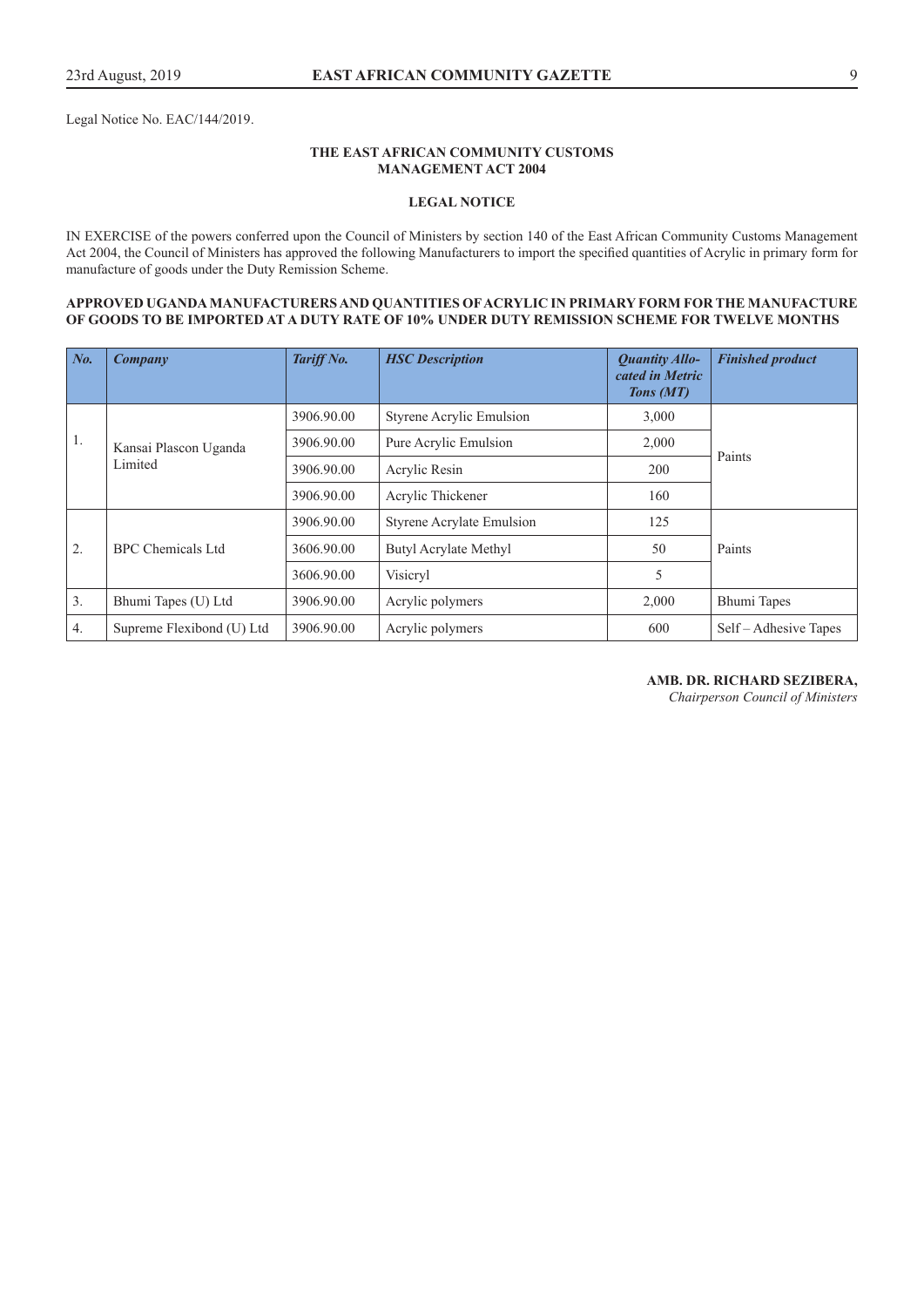Legal Notice No. EAC/144/2019.

### THE EAST AFRICAN COMMUNITY CUSTOMS MANAGEMENT ACT 2004

### LEGAL NOTICE

IN EXERCISE of the powers conferred upon the Council of Ministers by section 140 of the East African Community Customs Management Act 2004, the Council of Ministers has approved the following Manufacturers to import the specified quantities of Acrylic in primary form for manufacture of goods under the Duty Remission Scheme.

**APPROVED UGANDA MANUFACTURERS AND QUANTITIES OF ACRYLIC IN PRIMARY FORM FOR THE MANUFACTURE OF GOODS TO BE IMPORTED AT A DUTY RATE OF 10% UNDER DUTY REMISSION SCHEME FOR TWELVE MONTHS**

| No. | Company | Tariff No. | HSC Description | Quantity Allocated in Metric Tons (MT) | Finished product |
|---|---|---|---|---|---|
| 1. | Kansai Plascon Uganda Limited | 3906.90.00 | Styrene Acrylic Emulsion | 3,000 | Paints |
| | | 3906.90.00 | Pure Acrylic Emulsion | 2,000 | |
| | | 3906.90.00 | Acrylic Resin | 200 | |
| | | 3906.90.00 | Acrylic Thickener | 160 | |
| 2. | BPC Chemicals Ltd | 3906.90.00 | Styrene Acrylate Emulsion | 125 | Paints |
| | | 3606.90.00 | Butyl Acrylate Methyl | 50 | |
| | | 3606.90.00 | Visicryl | 5 | |
| 3. | Bhumi Tapes (U) Ltd | 3906.90.00 | Acrylic polymers | 2,000 | Bhumi Tapes |
| 4. | Supreme Flexibond (U) Ltd | 3906.90.00 | Acrylic polymers | 600 | Self – Adhesive Tapes |

**AMB. DR. RICHARD SEZIBERA,**
*Chairperson Council of Ministers*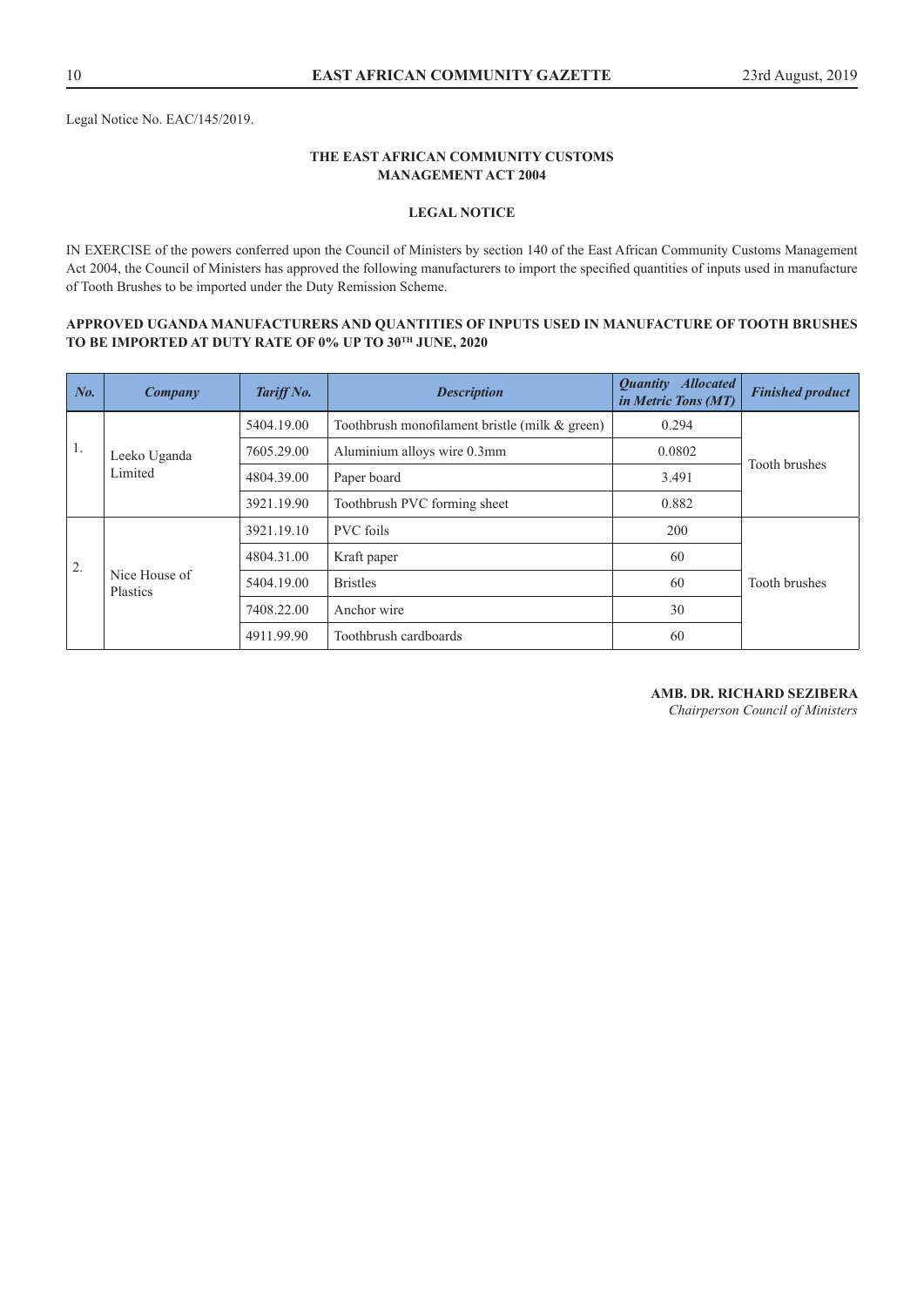Legal Notice No. EAC/145/2019.

### THE EAST AFRICAN COMMUNITY CUSTOMS MANAGEMENT ACT 2004

### LEGAL NOTICE

IN EXERCISE of the powers conferred upon the Council of Ministers by section 140 of the East African Community Customs Management Act 2004, the Council of Ministers has approved the following manufacturers to import the specified quantities of inputs used in manufacture of Tooth Brushes to be imported under the Duty Remission Scheme.

**APPROVED UGANDA MANUFACTURERS AND QUANTITIES OF INPUTS USED IN MANUFACTURE OF TOOTH BRUSHES TO BE IMPORTED AT DUTY RATE OF 0% UP TO 30TH JUNE, 2020**

| *No.* | *Company* | *Tariff No.* | *Description* | *Quantity Allocated in Metric Tons (MT)* | *Finished product* |
|---|---|---|---|---|---|
| 1. | Leeko Uganda Limited | 5404.19.00 | Toothbrush monofilament bristle (milk & green) | 0.294 | Tooth brushes |
| | | 7605.29.00 | Aluminium alloys wire 0.3mm | 0.0802 | |
| | | 4804.39.00 | Paper board | 3.491 | |
| | | 3921.19.90 | Toothbrush PVC forming sheet | 0.882 | |
| 2. | Nice House of Plastics | 3921.19.10 | PVC foils | 200 | Tooth brushes |
| | | 4804.31.00 | Kraft paper | 60 | |
| | | 5404.19.00 | Bristles | 60 | |
| | | 7408.22.00 | Anchor wire | 30 | |
| | | 4911.99.90 | Toothbrush cardboards | 60 | |

**AMB. DR. RICHARD SEZIBERA**
*Chairperson Council of Ministers*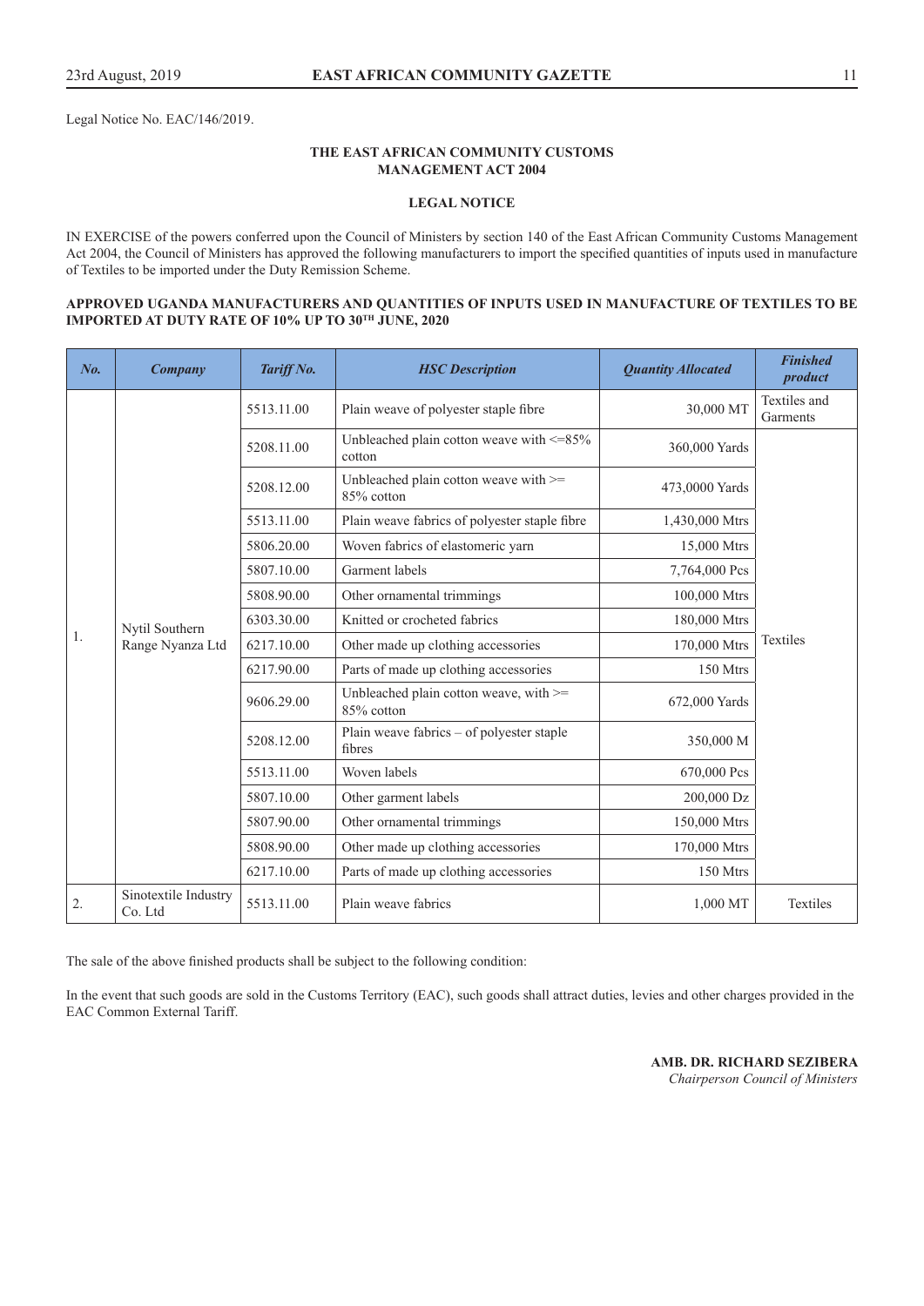Legal Notice No. EAC/146/2019.

**THE EAST AFRICAN COMMUNITY CUSTOMS MANAGEMENT ACT 2004**

**LEGAL NOTICE**

IN EXERCISE of the powers conferred upon the Council of Ministers by section 140 of the East African Community Customs Management Act 2004, the Council of Ministers has approved the following manufacturers to import the specified quantities of inputs used in manufacture of Textiles to be imported under the Duty Remission Scheme.

**APPROVED UGANDA MANUFACTURERS AND QUANTITIES OF INPUTS USED IN MANUFACTURE OF TEXTILES TO BE IMPORTED AT DUTY RATE OF 10% UP TO 30TH JUNE, 2020**

| *No.* | *Company* | *Tariff No.* | *HSC Description* | *Quantity Allocated* | *Finished product* |
|---|---|---|---|---|---|
| 1. | Nytil Southern Range Nyanza Ltd | 5513.11.00 | Plain weave of polyester staple fibre | 30,000 MT | Textiles and Garments |
| | | 5208.11.00 | Unbleached plain cotton weave with <=85% cotton | 360,000 Yards | Textiles |
| | | 5208.12.00 | Unbleached plain cotton weave with >= 85% cotton | 473,0000 Yards | |
| | | 5513.11.00 | Plain weave fabrics of polyester staple fibre | 1,430,000 Mtrs | |
| | | 5806.20.00 | Woven fabrics of elastomeric yarn | 15,000 Mtrs | |
| | | 5807.10.00 | Garment labels | 7,764,000 Pcs | |
| | | 5808.90.00 | Other ornamental trimmings | 100,000 Mtrs | |
| | | 6303.30.00 | Knitted or crocheted fabrics | 180,000 Mtrs | |
| | | 6217.10.00 | Other made up clothing accessories | 170,000 Mtrs | |
| | | 6217.90.00 | Parts of made up clothing accessories | 150 Mtrs | |
| | | 9606.29.00 | Unbleached plain cotton weave, with >= 85% cotton | 672,000 Yards | |
| | | 5208.12.00 | Plain weave fabrics – of polyester staple fibres | 350,000 M | |
| | | 5513.11.00 | Woven labels | 670,000 Pcs | |
| | | 5807.10.00 | Other garment labels | 200,000 Dz | |
| | | 5807.90.00 | Other ornamental trimmings | 150,000 Mtrs | |
| | | 5808.90.00 | Other made up clothing accessories | 170,000 Mtrs | |
| | | 6217.10.00 | Parts of made up clothing accessories | 150 Mtrs | |
| 2. | Sinotextile Industry Co. Ltd | 5513.11.00 | Plain weave fabrics | 1,000 MT | Textiles |

The sale of the above finished products shall be subject to the following condition:

In the event that such goods are sold in the Customs Territory (EAC), such goods shall attract duties, levies and other charges provided in the EAC Common External Tariff.

**AMB. DR. RICHARD SEZIBERA**
*Chairperson Council of Ministers*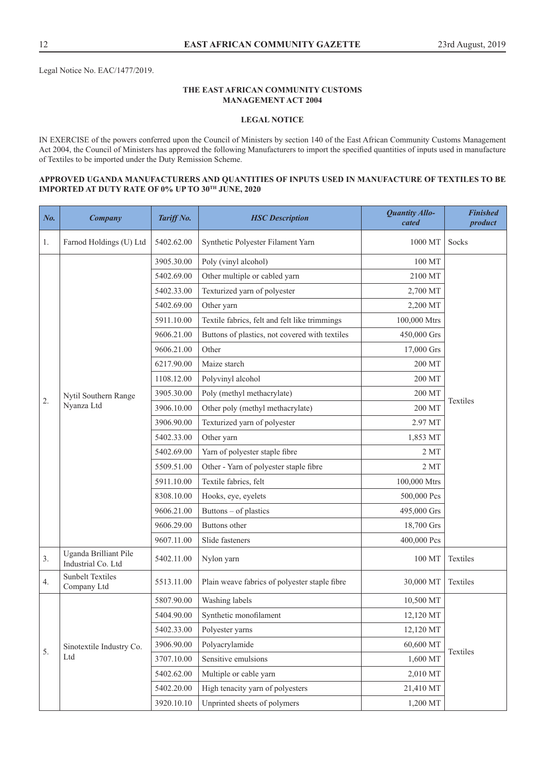Legal Notice No. EAC/1477/2019.

**THE EAST AFRICAN COMMUNITY CUSTOMS MANAGEMENT ACT 2004**

**LEGAL NOTICE**

IN EXERCISE of the powers conferred upon the Council of Ministers by section 140 of the East African Community Customs Management Act 2004, the Council of Ministers has approved the following Manufacturers to import the specified quantities of inputs used in manufacture of Textiles to be imported under the Duty Remission Scheme.

**APPROVED UGANDA MANUFACTURERS AND QUANTITIES OF INPUTS USED IN MANUFACTURE OF TEXTILES TO BE IMPORTED AT DUTY RATE OF 0% UP TO 30TH JUNE, 2020**

| *No.* | *Company* | *Tariff No.* | *HSC Description* | *Quantity Allocated* | *Finished product* |
|---|---|---|---|---|---|
| 1. | Farnod Holdings (U) Ltd | 5402.62.00 | Synthetic Polyester Filament Yarn | 1000 MT | Socks |
| 2. | Nytil Southern Range Nyanza Ltd | 3905.30.00 | Poly (vinyl alcohol) | 100 MT | Textiles |
| | | 5402.69.00 | Other multiple or cabled yarn | 2100 MT | |
| | | 5402.33.00 | Texturized yarn of polyester | 2,700 MT | |
| | | 5402.69.00 | Other yarn | 2,200 MT | |
| | | 5911.10.00 | Textile fabrics, felt and felt like trimmings | 100,000 Mtrs | |
| | | 9606.21.00 | Buttons of plastics, not covered with textiles | 450,000 Grs | |
| | | 9606.21.00 | Other | 17,000 Grs | |
| | | 6217.90.00 | Maize starch | 200 MT | |
| | | 1108.12.00 | Polyvinyl alcohol | 200 MT | |
| | | 3905.30.00 | Poly (methyl methacrylate) | 200 MT | |
| | | 3906.10.00 | Other poly (methyl methacrylate) | 200 MT | |
| | | 3906.90.00 | Texturized yarn of polyester | 2.97 MT | |
| | | 5402.33.00 | Other yarn | 1,853 MT | |
| | | 5402.69.00 | Yarn of polyester staple fibre | 2 MT | |
| | | 5509.51.00 | Other - Yarn of polyester staple fibre | 2 MT | |
| | | 5911.10.00 | Textile fabrics, felt | 100,000 Mtrs | |
| | | 8308.10.00 | Hooks, eye, eyelets | 500,000 Pcs | |
| | | 9606.21.00 | Buttons – of plastics | 495,000 Grs | |
| | | 9606.29.00 | Buttons other | 18,700 Grs | |
| | | 9607.11.00 | Slide fasteners | 400,000 Pcs | |
| 3. | Uganda Brilliant Pile Industrial Co. Ltd | 5402.11.00 | Nylon yarn | 100 MT | Textiles |
| 4. | Sunbelt Textiles Company Ltd | 5513.11.00 | Plain weave fabrics of polyester staple fibre | 30,000 MT | Textiles |
| 5. | Sinotextile Industry Co. Ltd | 5807.90.00 | Washing labels | 10,500 MT | Textiles |
| | | 5404.90.00 | Synthetic monofilament | 12,120 MT | |
| | | 5402.33.00 | Polyester yarns | 12,120 MT | |
| | | 3906.90.00 | Polyacrylamide | 60,600 MT | |
| | | 3707.10.00 | Sensitive emulsions | 1,600 MT | |
| | | 5402.62.00 | Multiple or cable yarn | 2,010 MT | |
| | | 5402.20.00 | High tenacity yarn of polyesters | 21,410 MT | |
| | | 3920.10.10 | Unprinted sheets of polymers | 1,200 MT | |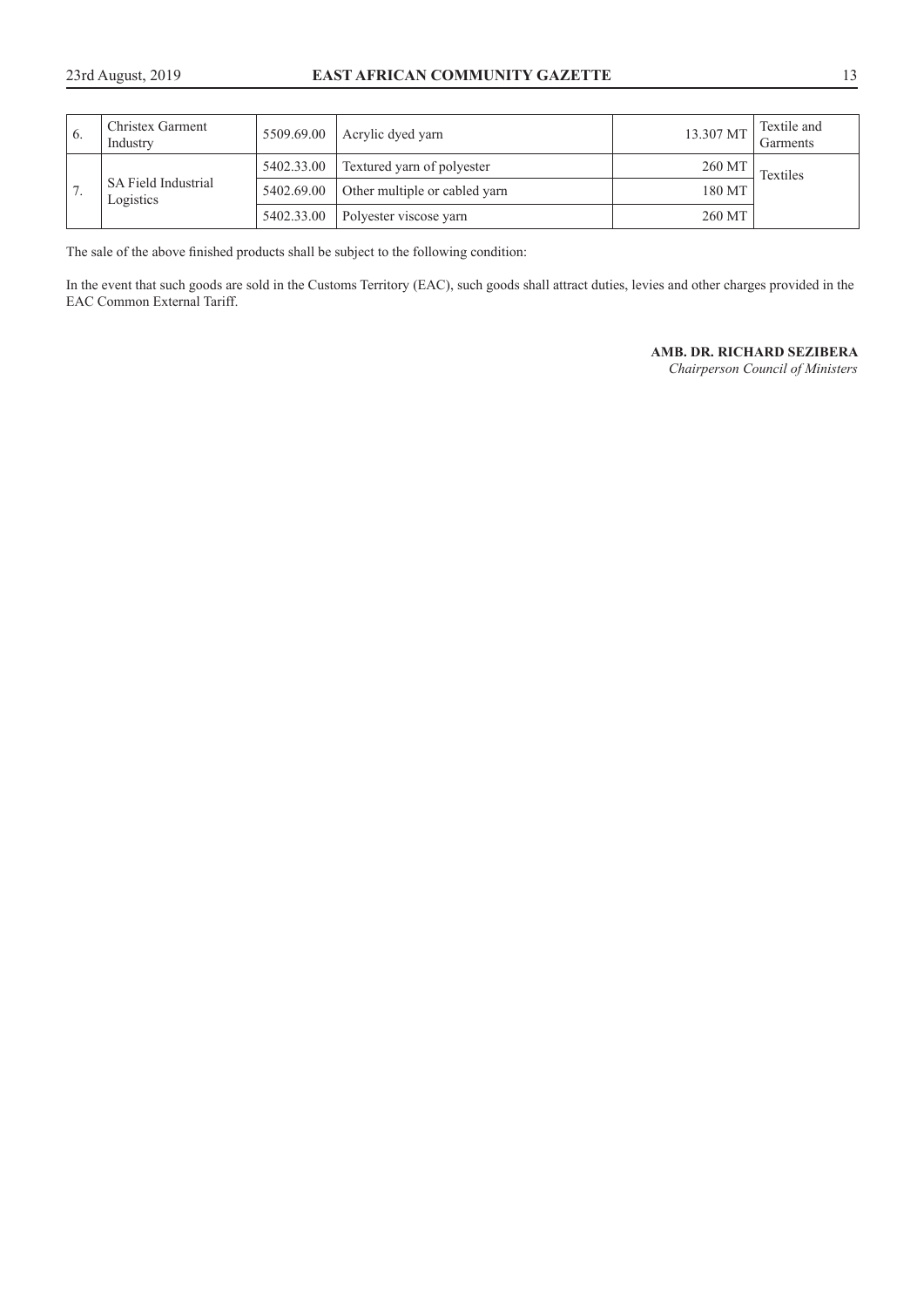| 6. | Christex Garment Industry | 5509.69.00 | Acrylic dyed yarn | 13.307 MT | Textile and Garments |
|---|---|---|---|---|---|
| 7. | SA Field Industrial Logistics | 5402.33.00 | Textured yarn of polyester | 260 MT | Textiles |
| | | 5402.69.00 | Other multiple or cabled yarn | 180 MT | |
| | | 5402.33.00 | Polyester viscose yarn | 260 MT | |

The sale of the above finished products shall be subject to the following condition:

In the event that such goods are sold in the Customs Territory (EAC), such goods shall attract duties, levies and other charges provided in the EAC Common External Tariff.

**AMB. DR. RICHARD SEZIBERA**
*Chairperson Council of Ministers*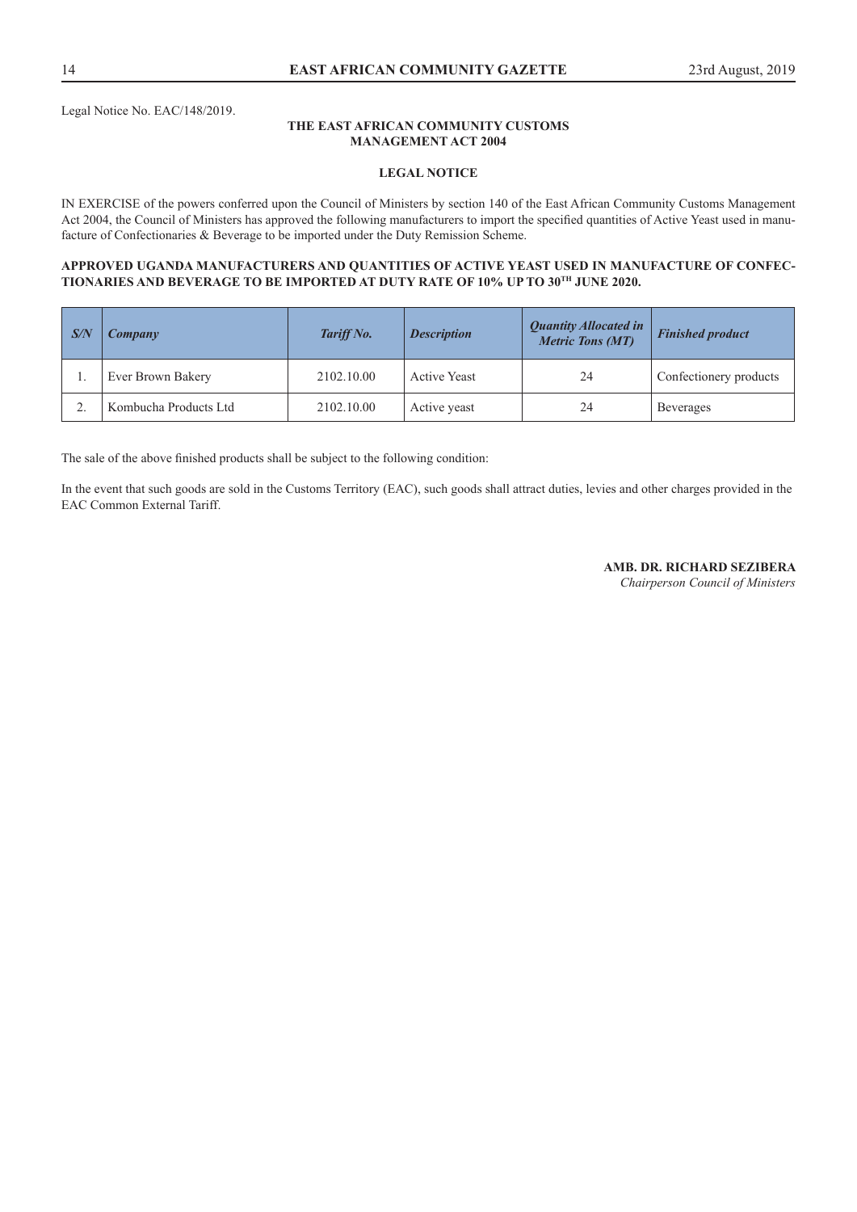Legal Notice No. EAC/148/2019.

**THE EAST AFRICAN COMMUNITY CUSTOMS MANAGEMENT ACT 2004**

**LEGAL NOTICE**

IN EXERCISE of the powers conferred upon the Council of Ministers by section 140 of the East African Community Customs Management Act 2004, the Council of Ministers has approved the following manufacturers to import the specified quantities of Active Yeast used in manufacture of Confectionaries & Beverage to be imported under the Duty Remission Scheme.

**APPROVED UGANDA MANUFACTURERS AND QUANTITIES OF ACTIVE YEAST USED IN MANUFACTURE OF CONFECTIONARIES AND BEVERAGE TO BE IMPORTED AT DUTY RATE OF 10% UP TO 30TH JUNE 2020.**

| *S/N* | *Company* | *Tariff No.* | *Description* | *Quantity Allocated in Metric Tons (MT)* | *Finished product* |
|---|---|---|---|---|---|
| 1. | Ever Brown Bakery | 2102.10.00 | Active Yeast | 24 | Confectionery products |
| 2. | Kombucha Products Ltd | 2102.10.00 | Active yeast | 24 | Beverages |

The sale of the above finished products shall be subject to the following condition:

In the event that such goods are sold in the Customs Territory (EAC), such goods shall attract duties, levies and other charges provided in the EAC Common External Tariff.

**AMB. DR. RICHARD SEZIBERA**
*Chairperson Council of Ministers*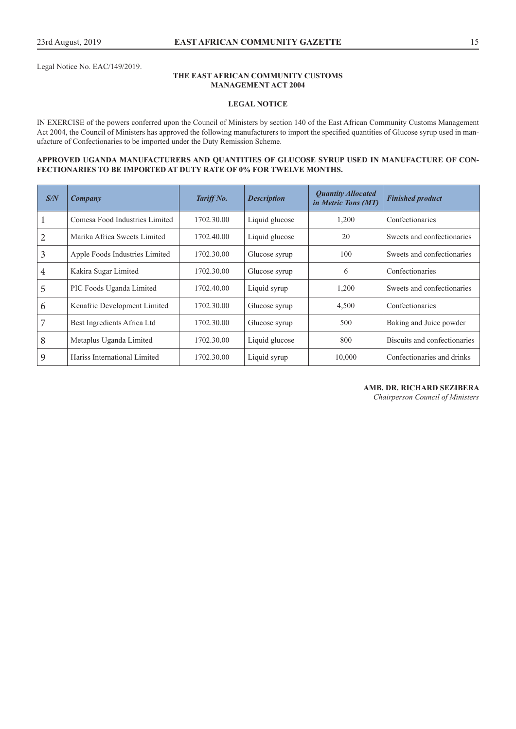Legal Notice No. EAC/149/2019.

**THE EAST AFRICAN COMMUNITY CUSTOMS MANAGEMENT ACT 2004**

**LEGAL NOTICE**

IN EXERCISE of the powers conferred upon the Council of Ministers by section 140 of the East African Community Customs Management Act 2004, the Council of Ministers has approved the following manufacturers to import the specified quantities of Glucose syrup used in manufacture of Confectionaries to be imported under the Duty Remission Scheme.

**APPROVED UGANDA MANUFACTURERS AND QUANTITIES OF GLUCOSE SYRUP USED IN MANUFACTURE OF CONFECTIONARIES TO BE IMPORTED AT DUTY RATE OF 0% FOR TWELVE MONTHS.**

| *S/N* | *Company* | *Tariff No.* | *Description* | *Quantity Allocated in Metric Tons (MT)* | *Finished product* |
|---|---|---|---|---|---|
| 1 | Comesa Food Industries Limited | 1702.30.00 | Liquid glucose | 1,200 | Confectionaries |
| 2 | Marika Africa Sweets Limited | 1702.40.00 | Liquid glucose | 20 | Sweets and confectionaries |
| 3 | Apple Foods Industries Limited | 1702.30.00 | Glucose syrup | 100 | Sweets and confectionaries |
| 4 | Kakira Sugar Limited | 1702.30.00 | Glucose syrup | 6 | Confectionaries |
| 5 | PIC Foods Uganda Limited | 1702.40.00 | Liquid syrup | 1,200 | Sweets and confectionaries |
| 6 | Kenafric Development Limited | 1702.30.00 | Glucose syrup | 4,500 | Confectionaries |
| 7 | Best Ingredients Africa Ltd | 1702.30.00 | Glucose syrup | 500 | Baking and Juice powder |
| 8 | Metaplus Uganda Limited | 1702.30.00 | Liquid glucose | 800 | Biscuits and confectionaries |
| 9 | Hariss International Limited | 1702.30.00 | Liquid syrup | 10,000 | Confectionaries and drinks |

**AMB. DR. RICHARD SEZIBERA**
*Chairperson Council of Ministers*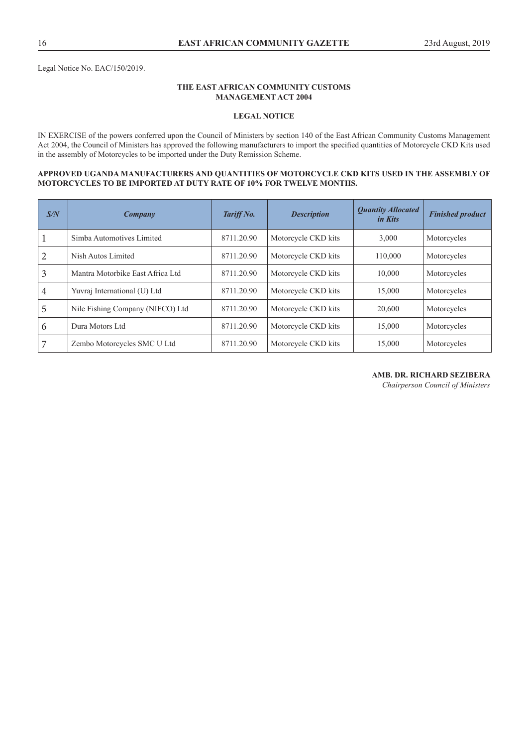Legal Notice No. EAC/150/2019.

**THE EAST AFRICAN COMMUNITY CUSTOMS MANAGEMENT ACT 2004**

**LEGAL NOTICE**

IN EXERCISE of the powers conferred upon the Council of Ministers by section 140 of the East African Community Customs Management Act 2004, the Council of Ministers has approved the following manufacturers to import the specified quantities of Motorcycle CKD Kits used in the assembly of Motorcycles to be imported under the Duty Remission Scheme.

**APPROVED UGANDA MANUFACTURERS AND QUANTITIES OF MOTORCYCLE CKD KITS USED IN THE ASSEMBLY OF MOTORCYCLES TO BE IMPORTED AT DUTY RATE OF 10% FOR TWELVE MONTHS.**

| *S/N* | *Company* | *Tariff No.* | *Description* | *Quantity Allocated in Kits* | *Finished product* |
|---|---|---|---|---|---|
| 1 | Simba Automotives Limited | 8711.20.90 | Motorcycle CKD kits | 3,000 | Motorcycles |
| 2 | Nish Autos Limited | 8711.20.90 | Motorcycle CKD kits | 110,000 | Motorcycles |
| 3 | Mantra Motorbike East Africa Ltd | 8711.20.90 | Motorcycle CKD kits | 10,000 | Motorcycles |
| 4 | Yuvraj International (U) Ltd | 8711.20.90 | Motorcycle CKD kits | 15,000 | Motorcycles |
| 5 | Nile Fishing Company (NIFCO) Ltd | 8711.20.90 | Motorcycle CKD kits | 20,600 | Motorcycles |
| 6 | Dura Motors Ltd | 8711.20.90 | Motorcycle CKD kits | 15,000 | Motorcycles |
| 7 | Zembo Motorcycles SMC U Ltd | 8711.20.90 | Motorcycle CKD kits | 15,000 | Motorcycles |

**AMB. DR. RICHARD SEZIBERA**
*Chairperson Council of Ministers*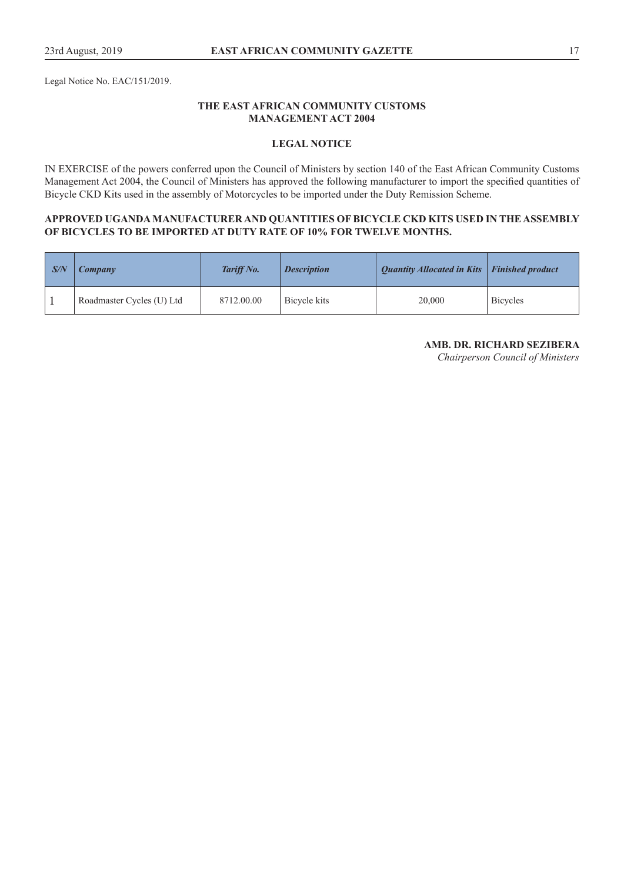Legal Notice No. EAC/151/2019.

**THE EAST AFRICAN COMMUNITY CUSTOMS MANAGEMENT ACT 2004**

**LEGAL NOTICE**

IN EXERCISE of the powers conferred upon the Council of Ministers by section 140 of the East African Community Customs Management Act 2004, the Council of Ministers has approved the following manufacturer to import the specified quantities of Bicycle CKD Kits used in the assembly of Motorcycles to be imported under the Duty Remission Scheme.

**APPROVED UGANDA MANUFACTURER AND QUANTITIES OF BICYCLE CKD KITS USED IN THE ASSEMBLY OF BICYCLES TO BE IMPORTED AT DUTY RATE OF 10% FOR TWELVE MONTHS.**

| *S/N* | *Company* | *Tariff No.* | *Description* | *Quantity Allocated in Kits* | *Finished product* |
|---|---|---|---|---|---|
| 1 | Roadmaster Cycles (U) Ltd | 8712.00.00 | Bicycle kits | 20,000 | Bicycles |

**AMB. DR. RICHARD SEZIBERA**
*Chairperson Council of Ministers*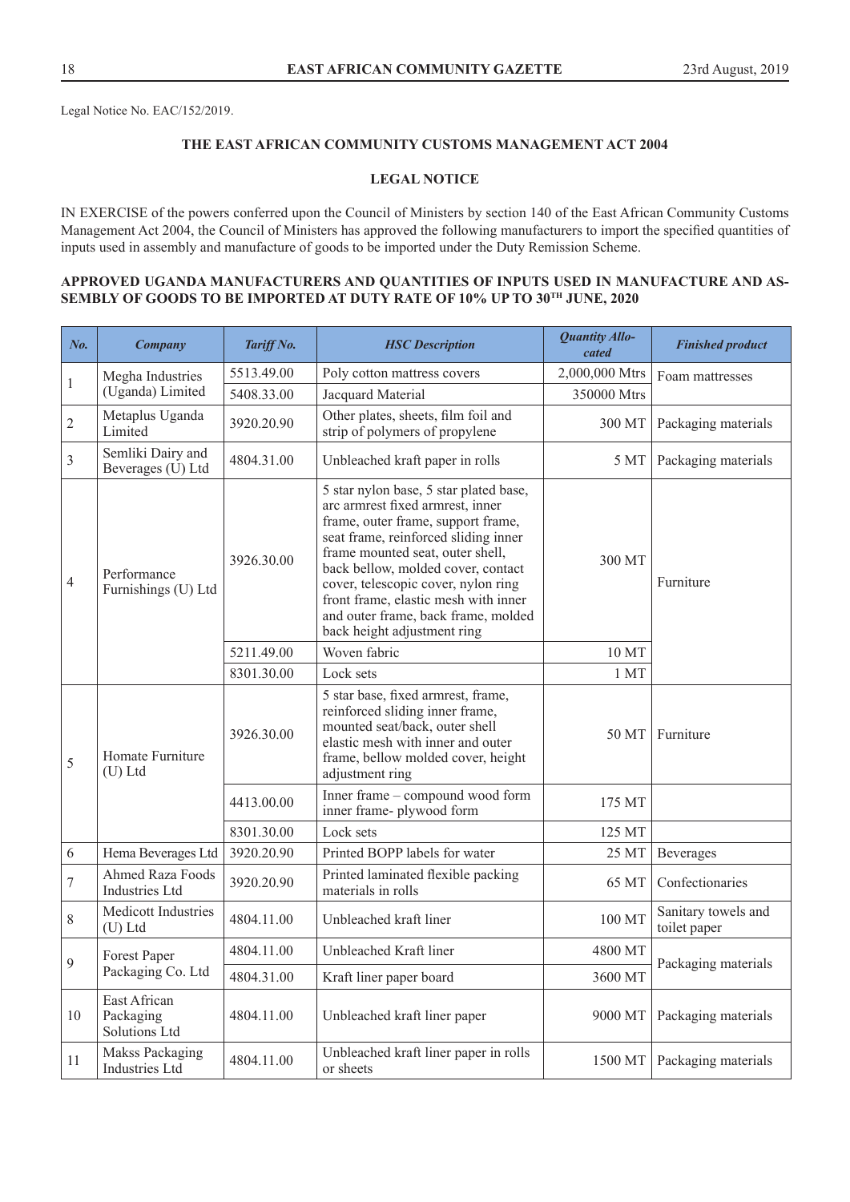Legal Notice No. EAC/152/2019.

**THE EAST AFRICAN COMMUNITY CUSTOMS MANAGEMENT ACT 2004**

**LEGAL NOTICE**

IN EXERCISE of the powers conferred upon the Council of Ministers by section 140 of the East African Community Customs Management Act 2004, the Council of Ministers has approved the following manufacturers to import the specified quantities of inputs used in assembly and manufacture of goods to be imported under the Duty Remission Scheme.

**APPROVED UGANDA MANUFACTURERS AND QUANTITIES OF INPUTS USED IN MANUFACTURE AND ASSEMBLY OF GOODS TO BE IMPORTED AT DUTY RATE OF 10% UP TO 30TH JUNE, 2020**

| No. | Company | Tariff No. | HSC Description | Quantity Allocated | Finished product |
|---|---|---|---|---|---|
| 1 | Megha Industries (Uganda) Limited | 5513.49.00 | Poly cotton mattress covers | 2,000,000 Mtrs | Foam mattresses |
| | | 5408.33.00 | Jacquard Material | 350000 Mtrs | |
| 2 | Metaplus Uganda Limited | 3920.20.90 | Other plates, sheets, film foil and strip of polymers of propylene | 300 MT | Packaging materials |
| 3 | Semliki Dairy and Beverages (U) Ltd | 4804.31.00 | Unbleached kraft paper in rolls | 5 MT | Packaging materials |
| 4 | Performance Furnishings (U) Ltd | 3926.30.00 | 5 star nylon base, 5 star plated base, arc armrest fixed armrest, inner frame, outer frame, support frame, seat frame, reinforced sliding inner frame mounted seat, outer shell, back bellow, molded cover, contact cover, telescopic cover, nylon ring front frame, elastic mesh with inner and outer frame, back frame, molded back height adjustment ring | 300 MT | Furniture |
| | | 5211.49.00 | Woven fabric | 10 MT | |
| | | 8301.30.00 | Lock sets | 1 MT | |
| 5 | Homate Furniture (U) Ltd | 3926.30.00 | 5 star base, fixed armrest, frame, reinforced sliding inner frame, mounted seat/back, outer shell elastic mesh with inner and outer frame, bellow molded cover, height adjustment ring | 50 MT | Furniture |
| | | 4413.00.00 | Inner frame – compound wood form inner frame- plywood form | 175 MT | |
| | | 8301.30.00 | Lock sets | 125 MT | |
| 6 | Hema Beverages Ltd | 3920.20.90 | Printed BOPP labels for water | 25 MT | Beverages |
| 7 | Ahmed Raza Foods Industries Ltd | 3920.20.90 | Printed laminated flexible packing materials in rolls | 65 MT | Confectionaries |
| 8 | Medicott Industries (U) Ltd | 4804.11.00 | Unbleached kraft liner | 100 MT | Sanitary towels and toilet paper |
| 9 | Forest Paper Packaging Co. Ltd | 4804.11.00 | Unbleached Kraft liner | 4800 MT | Packaging materials |
| | | 4804.31.00 | Kraft liner paper board | 3600 MT | |
| 10 | East African Packaging Solutions Ltd | 4804.11.00 | Unbleached kraft liner paper | 9000 MT | Packaging materials |
| 11 | Makss Packaging Industries Ltd | 4804.11.00 | Unbleached kraft liner paper in rolls or sheets | 1500 MT | Packaging materials |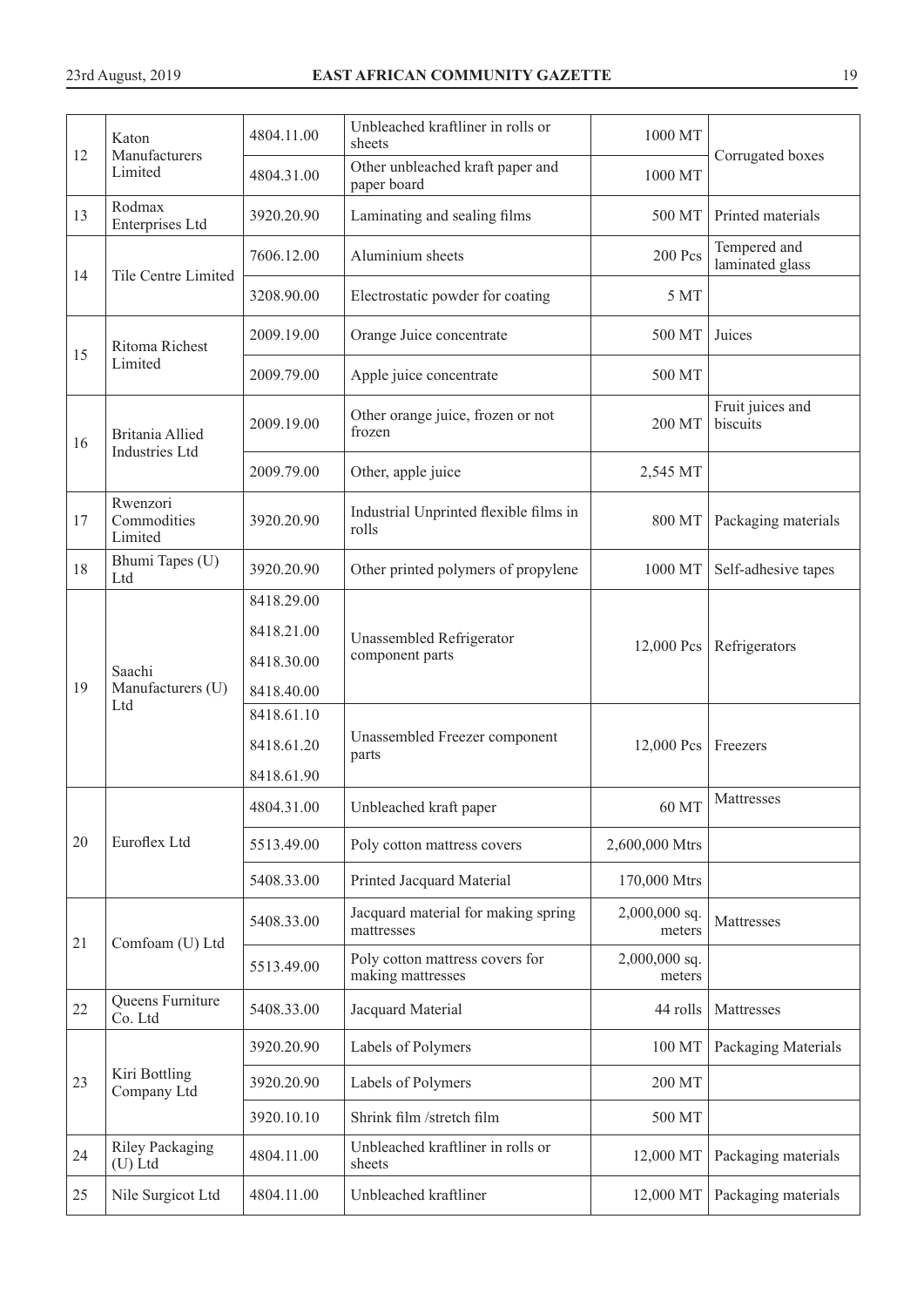| 12 | Katon Manufacturers Limited | 4804.11.00 | Unbleached kraftliner in rolls or sheets | 1000 MT | Corrugated boxes |
|---|---|---|---|---|---|
| | | 4804.31.00 | Other unbleached kraft paper and paper board | 1000 MT | |
| 13 | Rodmax Enterprises Ltd | 3920.20.90 | Laminating and sealing films | 500 MT | Printed materials |
| 14 | Tile Centre Limited | 7606.12.00 | Aluminium sheets | 200 Pcs | Tempered and laminated glass |
| | | 3208.90.00 | Electrostatic powder for coating | 5 MT | |
| 15 | Ritoma Richest Limited | 2009.19.00 | Orange Juice concentrate | 500 MT | Juices |
| | | 2009.79.00 | Apple juice concentrate | 500 MT | |
| 16 | Britania Allied Industries Ltd | 2009.19.00 | Other orange juice, frozen or not frozen | 200 MT | Fruit juices and biscuits |
| | | 2009.79.00 | Other, apple juice | 2,545 MT | |
| 17 | Rwenzori Commodities Limited | 3920.20.90 | Industrial Unprinted flexible films in rolls | 800 MT | Packaging materials |
| 18 | Bhumi Tapes (U) Ltd | 3920.20.90 | Other printed polymers of propylene | 1000 MT | Self-adhesive tapes |
| 19 | Saachi Manufacturers (U) Ltd | 8418.29.00<br>8418.21.00<br>8418.30.00<br>8418.40.00 | Unassembled Refrigerator component parts | 12,000 Pcs | Refrigerators |
| | | 8418.61.10<br>8418.61.20<br>8418.61.90 | Unassembled Freezer component parts | 12,000 Pcs | Freezers |
| 20 | Euroflex Ltd | 4804.31.00 | Unbleached kraft paper | 60 MT | Mattresses |
| | | 5513.49.00 | Poly cotton mattress covers | 2,600,000 Mtrs | |
| | | 5408.33.00 | Printed Jacquard Material | 170,000 Mtrs | |
| 21 | Comfoam (U) Ltd | 5408.33.00 | Jacquard material for making spring mattresses | 2,000,000 sq. meters | Mattresses |
| | | 5513.49.00 | Poly cotton mattress covers for making mattresses | 2,000,000 sq. meters | |
| 22 | Queens Furniture Co. Ltd | 5408.33.00 | Jacquard Material | 44 rolls | Mattresses |
| 23 | Kiri Bottling Company Ltd | 3920.20.90 | Labels of Polymers | 100 MT | Packaging Materials |
| | | 3920.20.90 | Labels of Polymers | 200 MT | |
| | | 3920.10.10 | Shrink film /stretch film | 500 MT | |
| 24 | Riley Packaging (U) Ltd | 4804.11.00 | Unbleached kraftliner in rolls or sheets | 12,000 MT | Packaging materials |
| 25 | Nile Surgicot Ltd | 4804.11.00 | Unbleached kraftliner | 12,000 MT | Packaging materials |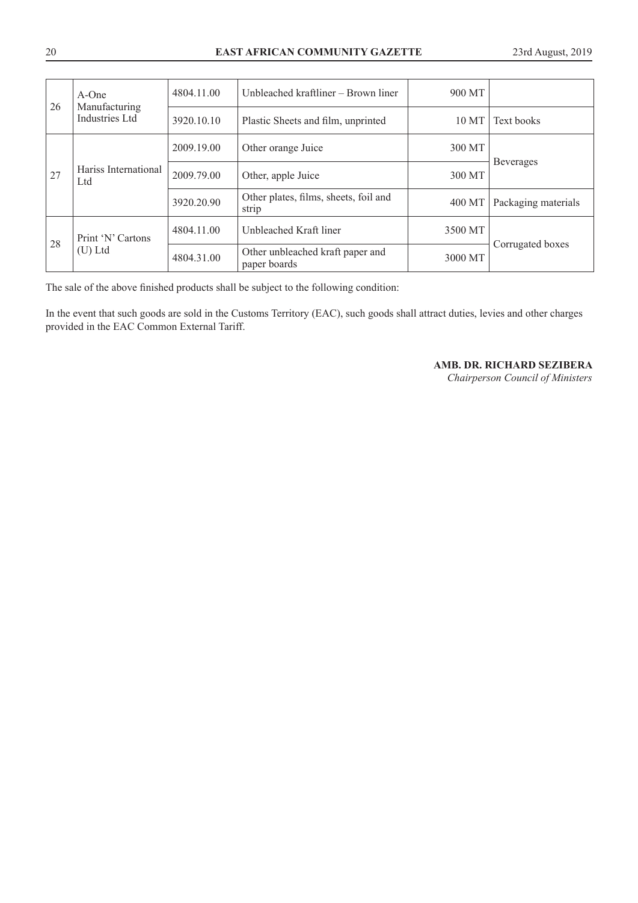| | | | | | |
|---|---|---|---|---|---|
| 26 | A-One Manufacturing Industries Ltd | 4804.11.00 | Unbleached kraftliner – Brown liner | 900 MT | |
| | | 3920.10.10 | Plastic Sheets and film, unprinted | 10 MT | Text books |
| 27 | Hariss International Ltd | 2009.19.00 | Other orange Juice | 300 MT | Beverages |
| | | 2009.79.00 | Other, apple Juice | 300 MT | |
| | | 3920.20.90 | Other plates, films, sheets, foil and strip | 400 MT | Packaging materials |
| 28 | Print 'N' Cartons (U) Ltd | 4804.11.00 | Unbleached Kraft liner | 3500 MT | Corrugated boxes |
| | | 4804.31.00 | Other unbleached kraft paper and paper boards | 3000 MT | |

The sale of the above finished products shall be subject to the following condition:

In the event that such goods are sold in the Customs Territory (EAC), such goods shall attract duties, levies and other charges provided in the EAC Common External Tariff.

**AMB. DR. RICHARD SEZIBERA**
*Chairperson Council of Ministers*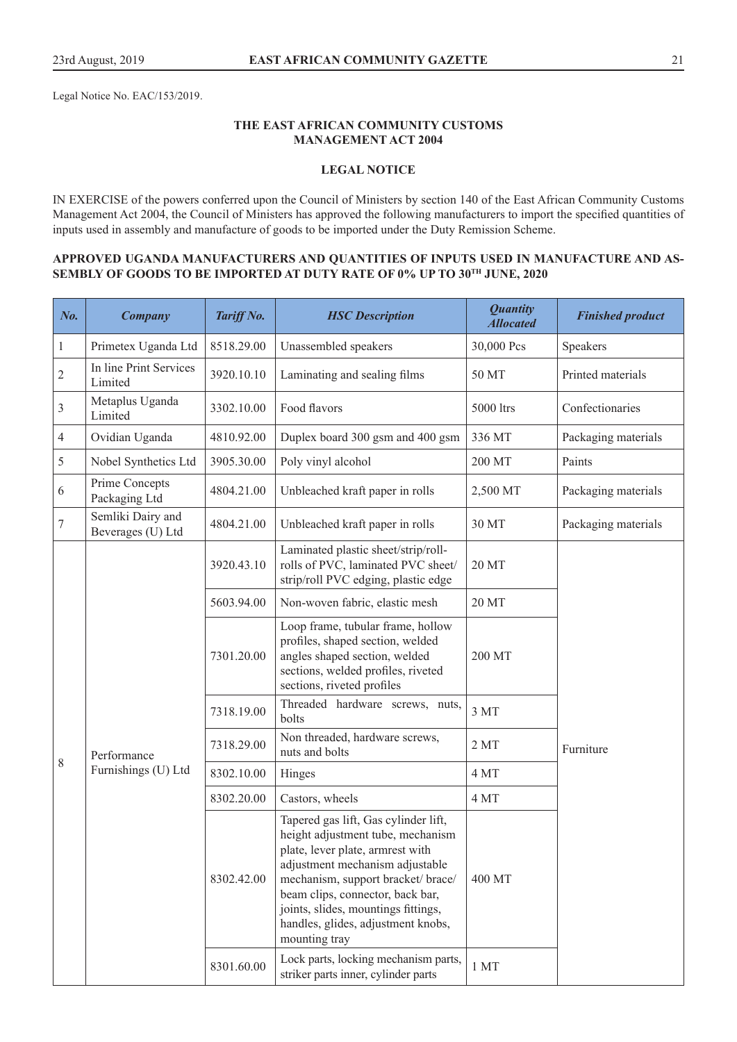Legal Notice No. EAC/153/2019.

**THE EAST AFRICAN COMMUNITY CUSTOMS MANAGEMENT ACT 2004**

**LEGAL NOTICE**

IN EXERCISE of the powers conferred upon the Council of Ministers by section 140 of the East African Community Customs Management Act 2004, the Council of Ministers has approved the following manufacturers to import the specified quantities of inputs used in assembly and manufacture of goods to be imported under the Duty Remission Scheme.

**APPROVED UGANDA MANUFACTURERS AND QUANTITIES OF INPUTS USED IN MANUFACTURE AND ASSEMBLY OF GOODS TO BE IMPORTED AT DUTY RATE OF 0% UP TO 30TH JUNE, 2020**

| *No.* | *Company* | *Tariff No.* | *HSC Description* | *Quantity Allocated* | *Finished product* |
|---|---|---|---|---|---|
| 1 | Primetex Uganda Ltd | 8518.29.00 | Unassembled speakers | 30,000 Pcs | Speakers |
| 2 | In line Print Services Limited | 3920.10.10 | Laminating and sealing films | 50 MT | Printed materials |
| 3 | Metaplus Uganda Limited | 3302.10.00 | Food flavors | 5000 ltrs | Confectionaries |
| 4 | Ovidian Uganda | 4810.92.00 | Duplex board 300 gsm and 400 gsm | 336 MT | Packaging materials |
| 5 | Nobel Synthetics Ltd | 3905.30.00 | Poly vinyl alcohol | 200 MT | Paints |
| 6 | Prime Concepts Packaging Ltd | 4804.21.00 | Unbleached kraft paper in rolls | 2,500 MT | Packaging materials |
| 7 | Semliki Dairy and Beverages (U) Ltd | 4804.21.00 | Unbleached kraft paper in rolls | 30 MT | Packaging materials |
| 8 | Performance Furnishings (U) Ltd | 3920.43.10 | Laminated plastic sheet/strip/roll-rolls of PVC, laminated PVC sheet/strip/roll PVC edging, plastic edge | 20 MT | Furniture |
| | | 5603.94.00 | Non-woven fabric, elastic mesh | 20 MT | |
| | | 7301.20.00 | Loop frame, tubular frame, hollow profiles, shaped section, welded angles shaped section, welded sections, welded profiles, riveted sections, riveted profiles | 200 MT | |
| | | 7318.19.00 | Threaded hardware screws, nuts, bolts | 3 MT | |
| | | 7318.29.00 | Non threaded, hardware screws, nuts and bolts | 2 MT | |
| | | 8302.10.00 | Hinges | 4 MT | |
| | | 8302.20.00 | Castors, wheels | 4 MT | |
| | | 8302.42.00 | Tapered gas lift, Gas cylinder lift, height adjustment tube, mechanism plate, lever plate, armrest with adjustment mechanism adjustable mechanism, support bracket/ brace/ beam clips, connector, back bar, joints, slides, mountings fittings, handles, glides, adjustment knobs, mounting tray | 400 MT | |
| | | 8301.60.00 | Lock parts, locking mechanism parts, striker parts inner, cylinder parts | 1 MT | |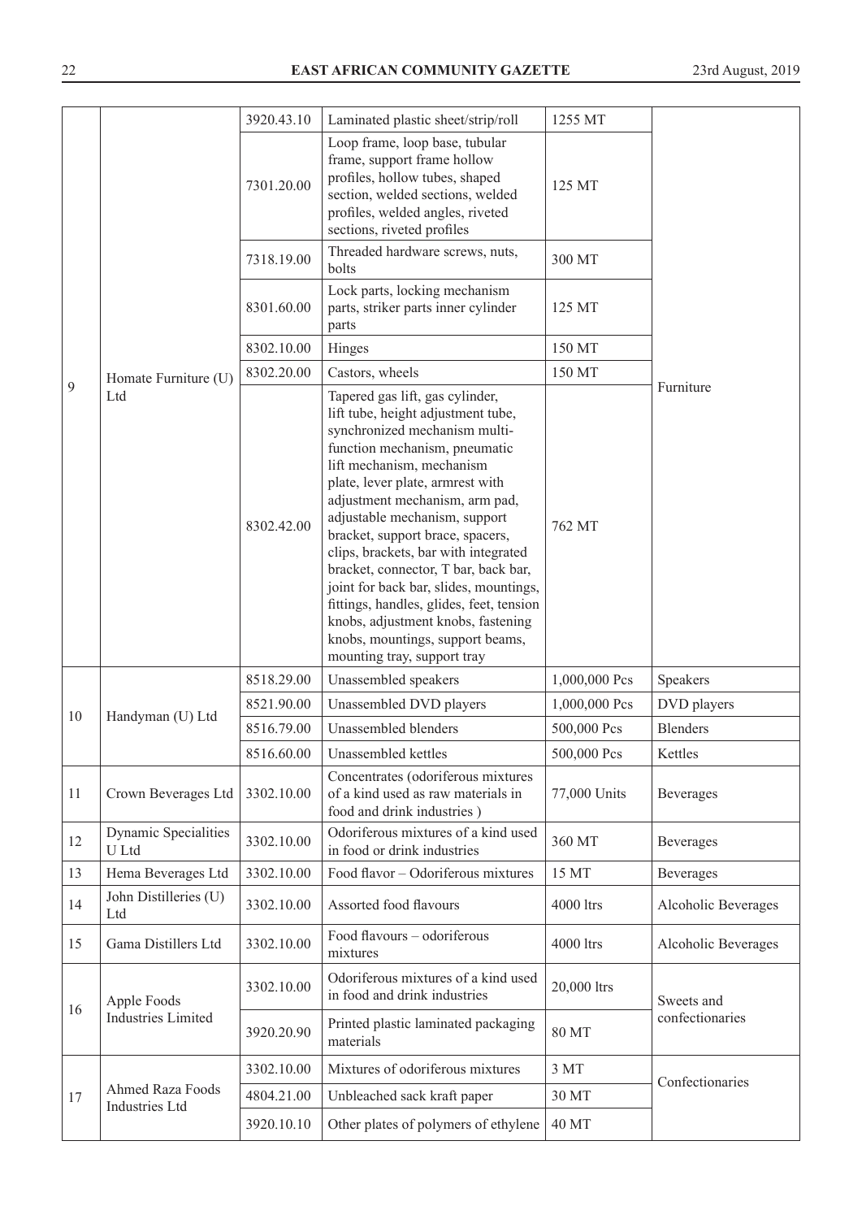| | | | | | |
|---|---|---|---|---|---|
| 9 | Homate Furniture (U) Ltd | 3920.43.10 | Laminated plastic sheet/strip/roll | 1255 MT | Furniture |
| | | 7301.20.00 | Loop frame, loop base, tubular frame, support frame hollow profiles, hollow tubes, shaped section, welded sections, welded profiles, welded angles, riveted sections, riveted profiles | 125 MT | |
| | | 7318.19.00 | Threaded hardware screws, nuts, bolts | 300 MT | |
| | | 8301.60.00 | Lock parts, locking mechanism parts, striker parts inner cylinder parts | 125 MT | |
| | | 8302.10.00 | Hinges | 150 MT | |
| | | 8302.20.00 | Castors, wheels | 150 MT | |
| | | 8302.42.00 | Tapered gas lift, gas cylinder, lift tube, height adjustment tube, synchronized mechanism multi-function mechanism, pneumatic lift mechanism, mechanism plate, lever plate, armrest with adjustment mechanism, arm pad, adjustable mechanism, support bracket, support brace, spacers, clips, brackets, bar with integrated bracket, connector, T bar, back bar, joint for back bar, slides, mountings, fittings, handles, glides, feet, tension knobs, adjustment knobs, fastening knobs, mountings, support beams, mounting tray, support tray | 762 MT | |
| 10 | Handyman (U) Ltd | 8518.29.00 | Unassembled speakers | 1,000,000 Pcs | Speakers |
| | | 8521.90.00 | Unassembled DVD players | 1,000,000 Pcs | DVD players |
| | | 8516.79.00 | Unassembled blenders | 500,000 Pcs | Blenders |
| | | 8516.60.00 | Unassembled kettles | 500,000 Pcs | Kettles |
| 11 | Crown Beverages Ltd | 3302.10.00 | Concentrates (odoriferous mixtures of a kind used as raw materials in food and drink industries ) | 77,000 Units | Beverages |
| 12 | Dynamic Specialities U Ltd | 3302.10.00 | Odoriferous mixtures of a kind used in food or drink industries | 360 MT | Beverages |
| 13 | Hema Beverages Ltd | 3302.10.00 | Food flavor – Odoriferous mixtures | 15 MT | Beverages |
| 14 | John Distilleries (U) Ltd | 3302.10.00 | Assorted food flavours | 4000 ltrs | Alcoholic Beverages |
| 15 | Gama Distillers Ltd | 3302.10.00 | Food flavours – odoriferous mixtures | 4000 ltrs | Alcoholic Beverages |
| 16 | Apple Foods Industries Limited | 3302.10.00 | Odoriferous mixtures of a kind used in food and drink industries | 20,000 ltrs | Sweets and confectionaries |
| | | 3920.20.90 | Printed plastic laminated packaging materials | 80 MT | |
| 17 | Ahmed Raza Foods Industries Ltd | 3302.10.00 | Mixtures of odoriferous mixtures | 3 MT | Confectionaries |
| | | 4804.21.00 | Unbleached sack kraft paper | 30 MT | |
| | | 3920.10.10 | Other plates of polymers of ethylene | 40 MT | |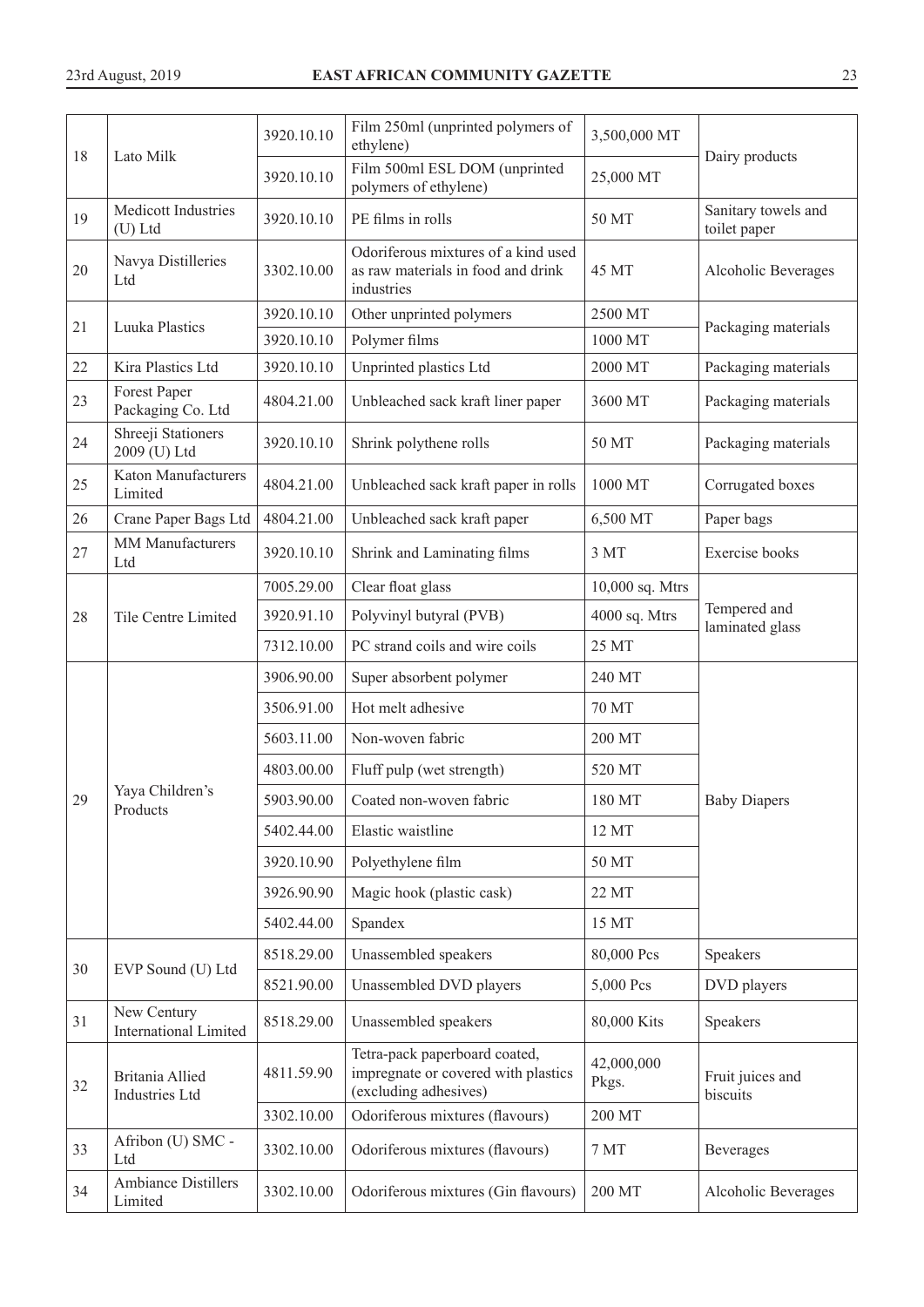| | | | | | |
|---|---|---|---|---|---|
| 18 | Lato Milk | 3920.10.10 | Film 250ml (unprinted polymers of ethylene) | 3,500,000 MT | Dairy products |
| | | 3920.10.10 | Film 500ml ESL DOM (unprinted polymers of ethylene) | 25,000 MT | |
| 19 | Medicott Industries (U) Ltd | 3920.10.10 | PE films in rolls | 50 MT | Sanitary towels and toilet paper |
| 20 | Navya Distilleries Ltd | 3302.10.00 | Odoriferous mixtures of a kind used as raw materials in food and drink industries | 45 MT | Alcoholic Beverages |
| 21 | Luuka Plastics | 3920.10.10 | Other unprinted polymers | 2500 MT | Packaging materials |
| | | 3920.10.10 | Polymer films | 1000 MT | |
| 22 | Kira Plastics Ltd | 3920.10.10 | Unprinted plastics Ltd | 2000 MT | Packaging materials |
| 23 | Forest Paper Packaging Co. Ltd | 4804.21.00 | Unbleached sack kraft liner paper | 3600 MT | Packaging materials |
| 24 | Shreeji Stationers 2009 (U) Ltd | 3920.10.10 | Shrink polythene rolls | 50 MT | Packaging materials |
| 25 | Katon Manufacturers Limited | 4804.21.00 | Unbleached sack kraft paper in rolls | 1000 MT | Corrugated boxes |
| 26 | Crane Paper Bags Ltd | 4804.21.00 | Unbleached sack kraft paper | 6,500 MT | Paper bags |
| 27 | MM Manufacturers Ltd | 3920.10.10 | Shrink and Laminating films | 3 MT | Exercise books |
| 28 | Tile Centre Limited | 7005.29.00 | Clear float glass | 10,000 sq. Mtrs | Tempered and laminated glass |
| | | 3920.91.10 | Polyvinyl butyral (PVB) | 4000 sq. Mtrs | |
| | | 7312.10.00 | PC strand coils and wire coils | 25 MT | |
| 29 | Yaya Children's Products | 3906.90.00 | Super absorbent polymer | 240 MT | Baby Diapers |
| | | 3506.91.00 | Hot melt adhesive | 70 MT | |
| | | 5603.11.00 | Non-woven fabric | 200 MT | |
| | | 4803.00.00 | Fluff pulp (wet strength) | 520 MT | |
| | | 5903.90.00 | Coated non-woven fabric | 180 MT | |
| | | 5402.44.00 | Elastic waistline | 12 MT | |
| | | 3920.10.90 | Polyethylene film | 50 MT | |
| | | 3926.90.90 | Magic hook (plastic cask) | 22 MT | |
| | | 5402.44.00 | Spandex | 15 MT | |
| 30 | EVP Sound (U) Ltd | 8518.29.00 | Unassembled speakers | 80,000 Pcs | Speakers |
| | | 8521.90.00 | Unassembled DVD players | 5,000 Pcs | DVD players |
| 31 | New Century International Limited | 8518.29.00 | Unassembled speakers | 80,000 Kits | Speakers |
| 32 | Britania Allied Industries Ltd | 4811.59.90 | Tetra-pack paperboard coated, impregnate or covered with plastics (excluding adhesives) | 42,000,000 Pkgs. | Fruit juices and biscuits |
| | | 3302.10.00 | Odoriferous mixtures (flavours) | 200 MT | |
| 33 | Afribon (U) SMC - Ltd | 3302.10.00 | Odoriferous mixtures (flavours) | 7 MT | Beverages |
| 34 | Ambiance Distillers Limited | 3302.10.00 | Odoriferous mixtures (Gin flavours) | 200 MT | Alcoholic Beverages |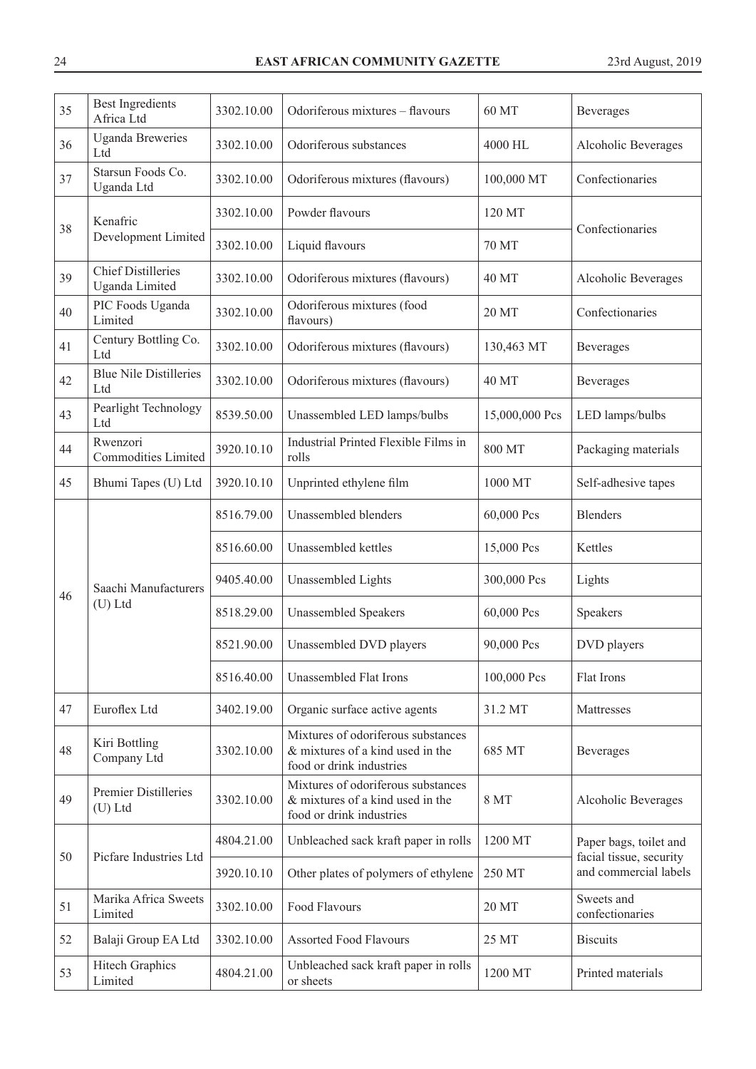| 35 | Best Ingredients Africa Ltd | 3302.10.00 | Odoriferous mixtures – flavours | 60 MT | Beverages |
|---|---|---|---|---|---|
| 36 | Uganda Breweries Ltd | 3302.10.00 | Odoriferous substances | 4000 HL | Alcoholic Beverages |
| 37 | Starsun Foods Co. Uganda Ltd | 3302.10.00 | Odoriferous mixtures (flavours) | 100,000 MT | Confectionaries |
| 38 | Kenafric Development Limited | 3302.10.00 | Powder flavours | 120 MT | Confectionaries |
| | | 3302.10.00 | Liquid flavours | 70 MT | |
| 39 | Chief Distilleries Uganda Limited | 3302.10.00 | Odoriferous mixtures (flavours) | 40 MT | Alcoholic Beverages |
| 40 | PIC Foods Uganda Limited | 3302.10.00 | Odoriferous mixtures (food flavours) | 20 MT | Confectionaries |
| 41 | Century Bottling Co. Ltd | 3302.10.00 | Odoriferous mixtures (flavours) | 130,463 MT | Beverages |
| 42 | Blue Nile Distilleries Ltd | 3302.10.00 | Odoriferous mixtures (flavours) | 40 MT | Beverages |
| 43 | Pearlight Technology Ltd | 8539.50.00 | Unassembled LED lamps/bulbs | 15,000,000 Pcs | LED lamps/bulbs |
| 44 | Rwenzori Commodities Limited | 3920.10.10 | Industrial Printed Flexible Films in rolls | 800 MT | Packaging materials |
| 45 | Bhumi Tapes (U) Ltd | 3920.10.10 | Unprinted ethylene film | 1000 MT | Self-adhesive tapes |
| 46 | Saachi Manufacturers (U) Ltd | 8516.79.00 | Unassembled blenders | 60,000 Pcs | Blenders |
| | | 8516.60.00 | Unassembled kettles | 15,000 Pcs | Kettles |
| | | 9405.40.00 | Unassembled Lights | 300,000 Pcs | Lights |
| | | 8518.29.00 | Unassembled Speakers | 60,000 Pcs | Speakers |
| | | 8521.90.00 | Unassembled DVD players | 90,000 Pcs | DVD players |
| | | 8516.40.00 | Unassembled Flat Irons | 100,000 Pcs | Flat Irons |
| 47 | Euroflex Ltd | 3402.19.00 | Organic surface active agents | 31.2 MT | Mattresses |
| 48 | Kiri Bottling Company Ltd | 3302.10.00 | Mixtures of odoriferous substances & mixtures of a kind used in the food or drink industries | 685 MT | Beverages |
| 49 | Premier Distilleries (U) Ltd | 3302.10.00 | Mixtures of odoriferous substances & mixtures of a kind used in the food or drink industries | 8 MT | Alcoholic Beverages |
| 50 | Picfare Industries Ltd | 4804.21.00 | Unbleached sack kraft paper in rolls | 1200 MT | Paper bags, toilet and facial tissue, security and commercial labels |
| | | 3920.10.10 | Other plates of polymers of ethylene | 250 MT | |
| 51 | Marika Africa Sweets Limited | 3302.10.00 | Food Flavours | 20 MT | Sweets and confectionaries |
| 52 | Balaji Group EA Ltd | 3302.10.00 | Assorted Food Flavours | 25 MT | Biscuits |
| 53 | Hitech Graphics Limited | 4804.21.00 | Unbleached sack kraft paper in rolls or sheets | 1200 MT | Printed materials |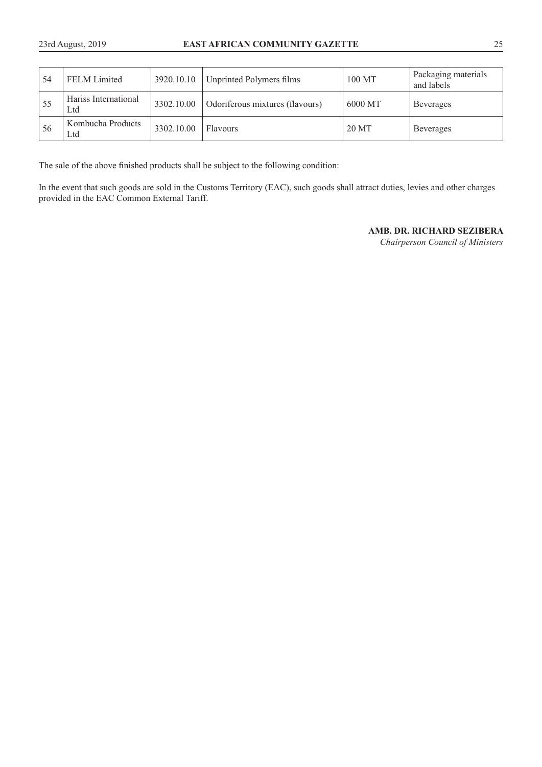| 54 | FELM Limited | 3920.10.10 | Unprinted Polymers films | 100 MT | Packaging materials and labels |
|---|---|---|---|---|---|
| 55 | Hariss International Ltd | 3302.10.00 | Odoriferous mixtures (flavours) | 6000 MT | Beverages |
| 56 | Kombucha Products Ltd | 3302.10.00 | Flavours | 20 MT | Beverages |

The sale of the above finished products shall be subject to the following condition:

In the event that such goods are sold in the Customs Territory (EAC), such goods shall attract duties, levies and other charges provided in the EAC Common External Tariff.

**AMB. DR. RICHARD SEZIBERA**
*Chairperson Council of Ministers*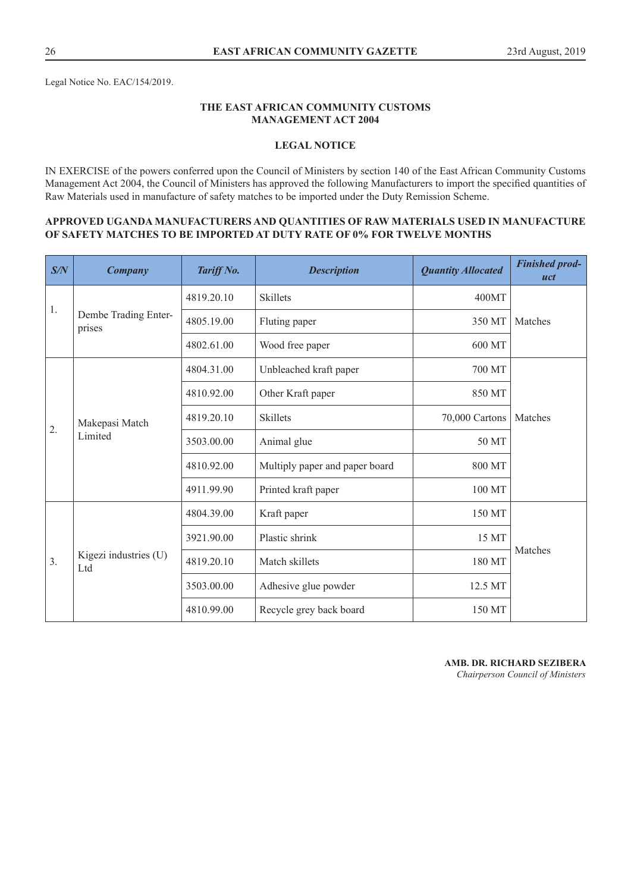Legal Notice No. EAC/154/2019.

**THE EAST AFRICAN COMMUNITY CUSTOMS MANAGEMENT ACT 2004**

**LEGAL NOTICE**

IN EXERCISE of the powers conferred upon the Council of Ministers by section 140 of the East African Community Customs Management Act 2004, the Council of Ministers has approved the following Manufacturers to import the specified quantities of Raw Materials used in manufacture of safety matches to be imported under the Duty Remission Scheme.

**APPROVED UGANDA MANUFACTURERS AND QUANTITIES OF RAW MATERIALS USED IN MANUFACTURE OF SAFETY MATCHES TO BE IMPORTED AT DUTY RATE OF 0% FOR TWELVE MONTHS**

| *S/N* | *Company* | *Tariff No.* | *Description* | *Quantity Allocated* | *Finished product* |
|---|---|---|---|---|---|
| 1. | Dembe Trading Enterprises | 4819.20.10 | Skillets | 400MT | Matches |
| | | 4805.19.00 | Fluting paper | 350 MT | |
| | | 4802.61.00 | Wood free paper | 600 MT | |
| 2. | Makepasi Match Limited | 4804.31.00 | Unbleached kraft paper | 700 MT | Matches |
| | | 4810.92.00 | Other Kraft paper | 850 MT | |
| | | 4819.20.10 | Skillets | 70,000 Cartons | |
| | | 3503.00.00 | Animal glue | 50 MT | |
| | | 4810.92.00 | Multiply paper and paper board | 800 MT | |
| | | 4911.99.90 | Printed kraft paper | 100 MT | |
| 3. | Kigezi industries (U) Ltd | 4804.39.00 | Kraft paper | 150 MT | Matches |
| | | 3921.90.00 | Plastic shrink | 15 MT | |
| | | 4819.20.10 | Match skillets | 180 MT | |
| | | 3503.00.00 | Adhesive glue powder | 12.5 MT | |
| | | 4810.99.00 | Recycle grey back board | 150 MT | |

**AMB. DR. RICHARD SEZIBERA**
*Chairperson Council of Ministers*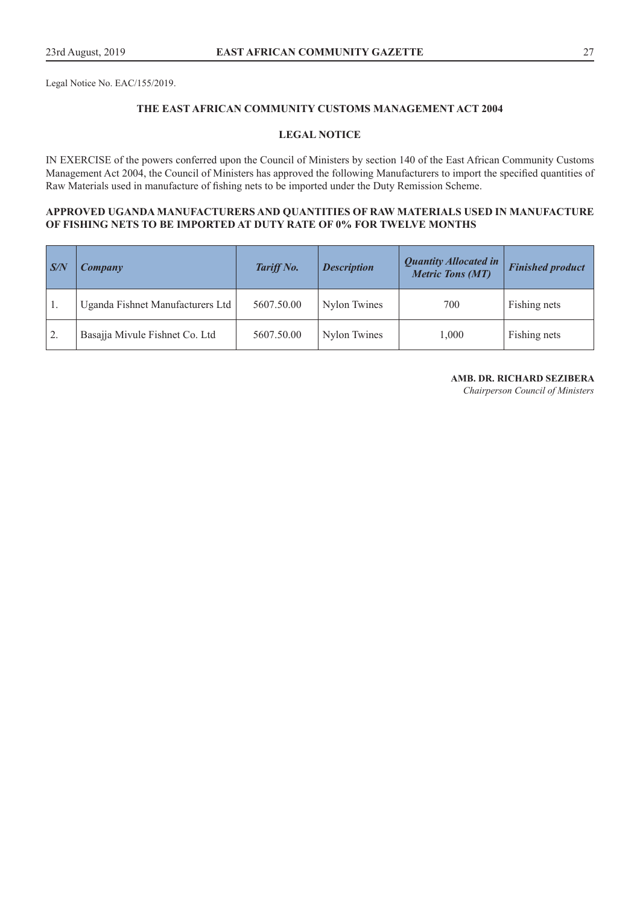Legal Notice No. EAC/155/2019.

## THE EAST AFRICAN COMMUNITY CUSTOMS MANAGEMENT ACT 2004

## LEGAL NOTICE

IN EXERCISE of the powers conferred upon the Council of Ministers by section 140 of the East African Community Customs Management Act 2004, the Council of Ministers has approved the following Manufacturers to import the specified quantities of Raw Materials used in manufacture of fishing nets to be imported under the Duty Remission Scheme.

**APPROVED UGANDA MANUFACTURERS AND QUANTITIES OF RAW MATERIALS USED IN MANUFACTURE OF FISHING NETS TO BE IMPORTED AT DUTY RATE OF 0% FOR TWELVE MONTHS**

| *S/N* | *Company* | *Tariff No.* | *Description* | *Quantity Allocated in Metric Tons (MT)* | *Finished product* |
|---|---|---|---|---|---|
| 1. | Uganda Fishnet Manufacturers Ltd | 5607.50.00 | Nylon Twines | 700 | Fishing nets |
| 2. | Basajja Mivule Fishnet Co. Ltd | 5607.50.00 | Nylon Twines | 1,000 | Fishing nets |

**AMB. DR. RICHARD SEZIBERA**
*Chairperson Council of Ministers*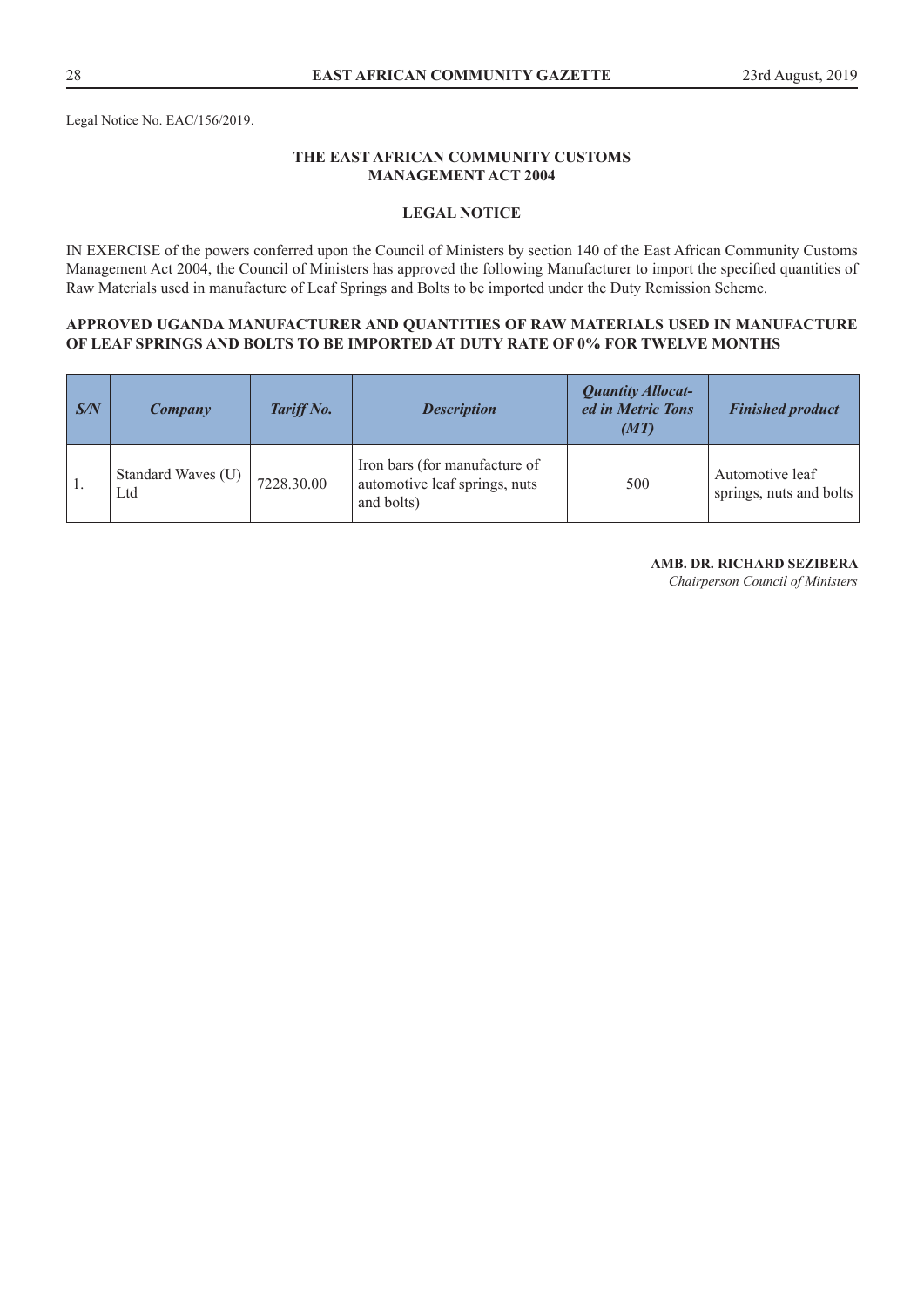Legal Notice No. EAC/156/2019.

**THE EAST AFRICAN COMMUNITY CUSTOMS MANAGEMENT ACT 2004**

**LEGAL NOTICE**

IN EXERCISE of the powers conferred upon the Council of Ministers by section 140 of the East African Community Customs Management Act 2004, the Council of Ministers has approved the following Manufacturer to import the specified quantities of Raw Materials used in manufacture of Leaf Springs and Bolts to be imported under the Duty Remission Scheme.

**APPROVED UGANDA MANUFACTURER AND QUANTITIES OF RAW MATERIALS USED IN MANUFACTURE OF LEAF SPRINGS AND BOLTS TO BE IMPORTED AT DUTY RATE OF 0% FOR TWELVE MONTHS**

| *S/N* | *Company* | *Tariff No.* | *Description* | *Quantity Allocated in Metric Tons (MT)* | *Finished product* |
|---|---|---|---|---|---|
| 1. | Standard Waves (U) Ltd | 7228.30.00 | Iron bars (for manufacture of automotive leaf springs, nuts and bolts) | 500 | Automotive leaf springs, nuts and bolts |

**AMB. DR. RICHARD SEZIBERA**
*Chairperson Council of Ministers*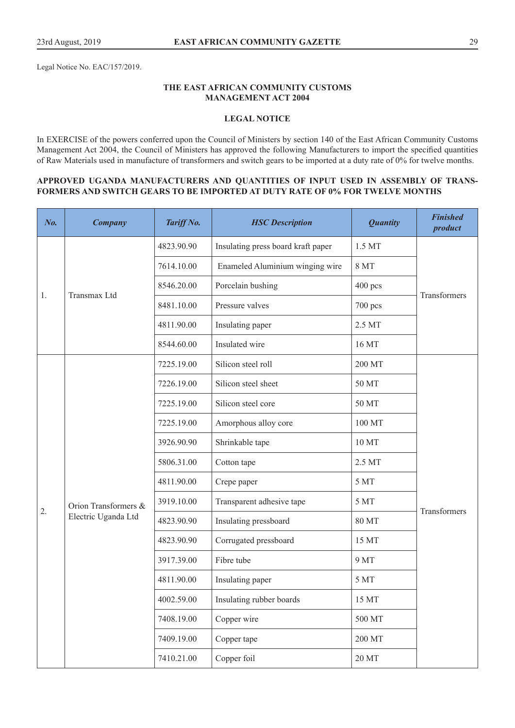Legal Notice No. EAC/157/2019.

**THE EAST AFRICAN COMMUNITY CUSTOMS MANAGEMENT ACT 2004**

**LEGAL NOTICE**

In EXERCISE of the powers conferred upon the Council of Ministers by section 140 of the East African Community Customs Management Act 2004, the Council of Ministers has approved the following Manufacturers to import the specified quantities of Raw Materials used in manufacture of transformers and switch gears to be imported at a duty rate of 0% for twelve months.

**APPROVED UGANDA MANUFACTURERS AND QUANTITIES OF INPUT USED IN ASSEMBLY OF TRANSFORMERS AND SWITCH GEARS TO BE IMPORTED AT DUTY RATE OF 0% FOR TWELVE MONTHS**

| *No.* | *Company* | *Tariff No.* | *HSC Description* | *Quantity* | *Finished product* |
|---|---|---|---|---|---|
| 1. | Transmax Ltd | 4823.90.90 | Insulating press board kraft paper | 1.5 MT | Transformers |
| | | 7614.10.00 | Enameled Aluminium winging wire | 8 MT | |
| | | 8546.20.00 | Porcelain bushing | 400 pcs | |
| | | 8481.10.00 | Pressure valves | 700 pcs | |
| | | 4811.90.00 | Insulating paper | 2.5 MT | |
| | | 8544.60.00 | Insulated wire | 16 MT | |
| 2. | Orion Transformers & Electric Uganda Ltd | 7225.19.00 | Silicon steel roll | 200 MT | Transformers |
| | | 7226.19.00 | Silicon steel sheet | 50 MT | |
| | | 7225.19.00 | Silicon steel core | 50 MT | |
| | | 7225.19.00 | Amorphous alloy core | 100 MT | |
| | | 3926.90.90 | Shrinkable tape | 10 MT | |
| | | 5806.31.00 | Cotton tape | 2.5 MT | |
| | | 4811.90.00 | Crepe paper | 5 MT | |
| | | 3919.10.00 | Transparent adhesive tape | 5 MT | |
| | | 4823.90.90 | Insulating pressboard | 80 MT | |
| | | 4823.90.90 | Corrugated pressboard | 15 MT | |
| | | 3917.39.00 | Fibre tube | 9 MT | |
| | | 4811.90.00 | Insulating paper | 5 MT | |
| | | 4002.59.00 | Insulating rubber boards | 15 MT | |
| | | 7408.19.00 | Copper wire | 500 MT | |
| | | 7409.19.00 | Copper tape | 200 MT | |
| | | 7410.21.00 | Copper foil | 20 MT | |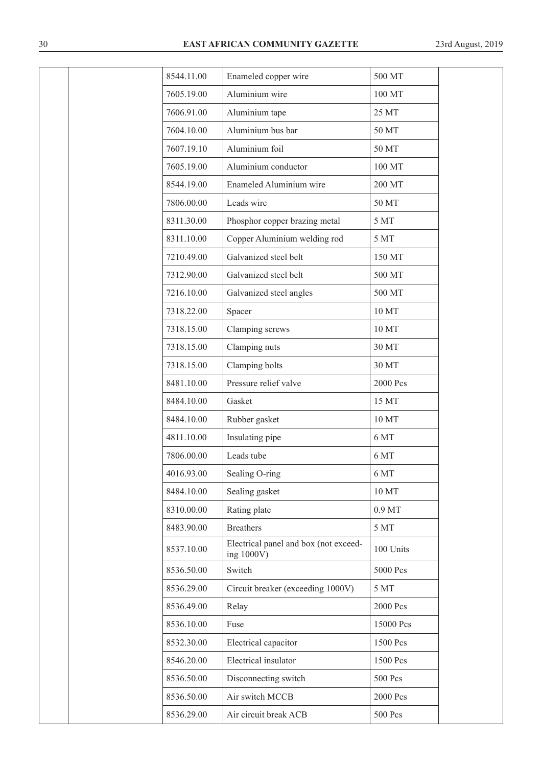| | | | | | |
|---|---|---|---|---|---|
| | | 8544.11.00 | Enameled copper wire | 500 MT | |
| | | 7605.19.00 | Aluminium wire | 100 MT | |
| | | 7606.91.00 | Aluminium tape | 25 MT | |
| | | 7604.10.00 | Aluminium bus bar | 50 MT | |
| | | 7607.19.10 | Aluminium foil | 50 MT | |
| | | 7605.19.00 | Aluminium conductor | 100 MT | |
| | | 8544.19.00 | Enameled Aluminium wire | 200 MT | |
| | | 7806.00.00 | Leads wire | 50 MT | |
| | | 8311.30.00 | Phosphor copper brazing metal | 5 MT | |
| | | 8311.10.00 | Copper Aluminium welding rod | 5 MT | |
| | | 7210.49.00 | Galvanized steel belt | 150 MT | |
| | | 7312.90.00 | Galvanized steel belt | 500 MT | |
| | | 7216.10.00 | Galvanized steel angles | 500 MT | |
| | | 7318.22.00 | Spacer | 10 MT | |
| | | 7318.15.00 | Clamping screws | 10 MT | |
| | | 7318.15.00 | Clamping nuts | 30 MT | |
| | | 7318.15.00 | Clamping bolts | 30 MT | |
| | | 8481.10.00 | Pressure relief valve | 2000 Pcs | |
| | | 8484.10.00 | Gasket | 15 MT | |
| | | 8484.10.00 | Rubber gasket | 10 MT | |
| | | 4811.10.00 | Insulating pipe | 6 MT | |
| | | 7806.00.00 | Leads tube | 6 MT | |
| | | 4016.93.00 | Sealing O-ring | 6 MT | |
| | | 8484.10.00 | Sealing gasket | 10 MT | |
| | | 8310.00.00 | Rating plate | 0.9 MT | |
| | | 8483.90.00 | Breathers | 5 MT | |
| | | 8537.10.00 | Electrical panel and box (not exceeding 1000V) | 100 Units | |
| | | 8536.50.00 | Switch | 5000 Pcs | |
| | | 8536.29.00 | Circuit breaker (exceeding 1000V) | 5 MT | |
| | | 8536.49.00 | Relay | 2000 Pcs | |
| | | 8536.10.00 | Fuse | 15000 Pcs | |
| | | 8532.30.00 | Electrical capacitor | 1500 Pcs | |
| | | 8546.20.00 | Electrical insulator | 1500 Pcs | |
| | | 8536.50.00 | Disconnecting switch | 500 Pcs | |
| | | 8536.50.00 | Air switch MCCB | 2000 Pcs | |
| | | 8536.29.00 | Air circuit break ACB | 500 Pcs | |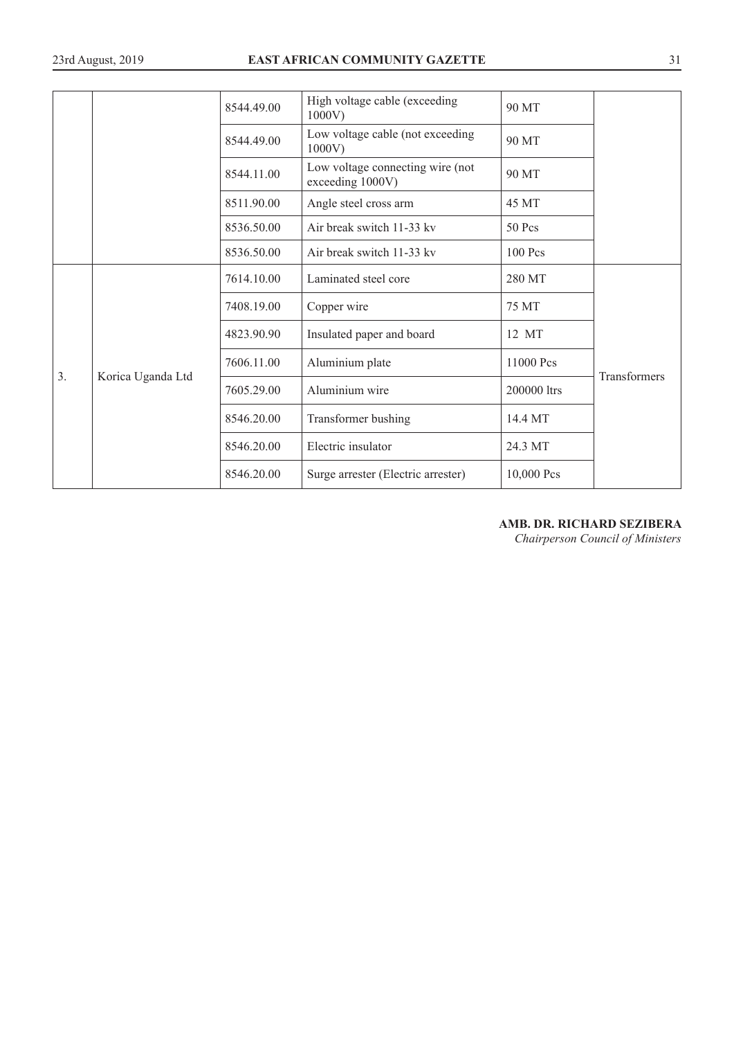|  |  | 8544.49.00 | High voltage cable (exceeding 1000V) | 90 MT |  |
|---|---|---|---|---|---|
|  |  | 8544.49.00 | Low voltage cable (not exceeding 1000V) | 90 MT |  |
|  |  | 8544.11.00 | Low voltage connecting wire (not exceeding 1000V) | 90 MT |  |
|  |  | 8511.90.00 | Angle steel cross arm | 45 MT |  |
|  |  | 8536.50.00 | Air break switch 11-33 kv | 50 Pcs |  |
|  |  | 8536.50.00 | Air break switch 11-33 kv | 100 Pcs |  |
| 3. | Korica Uganda Ltd | 7614.10.00 | Laminated steel core | 280 MT | Transformers |
|  |  | 7408.19.00 | Copper wire | 75 MT |  |
|  |  | 4823.90.90 | Insulated paper and board | 12 MT |  |
|  |  | 7606.11.00 | Aluminium plate | 11000 Pcs |  |
|  |  | 7605.29.00 | Aluminium wire | 200000 ltrs |  |
|  |  | 8546.20.00 | Transformer bushing | 14.4 MT |  |
|  |  | 8546.20.00 | Electric insulator | 24.3 MT |  |
|  |  | 8546.20.00 | Surge arrester (Electric arrester) | 10,000 Pcs |  |

**AMB. DR. RICHARD SEZIBERA**
*Chairperson Council of Ministers*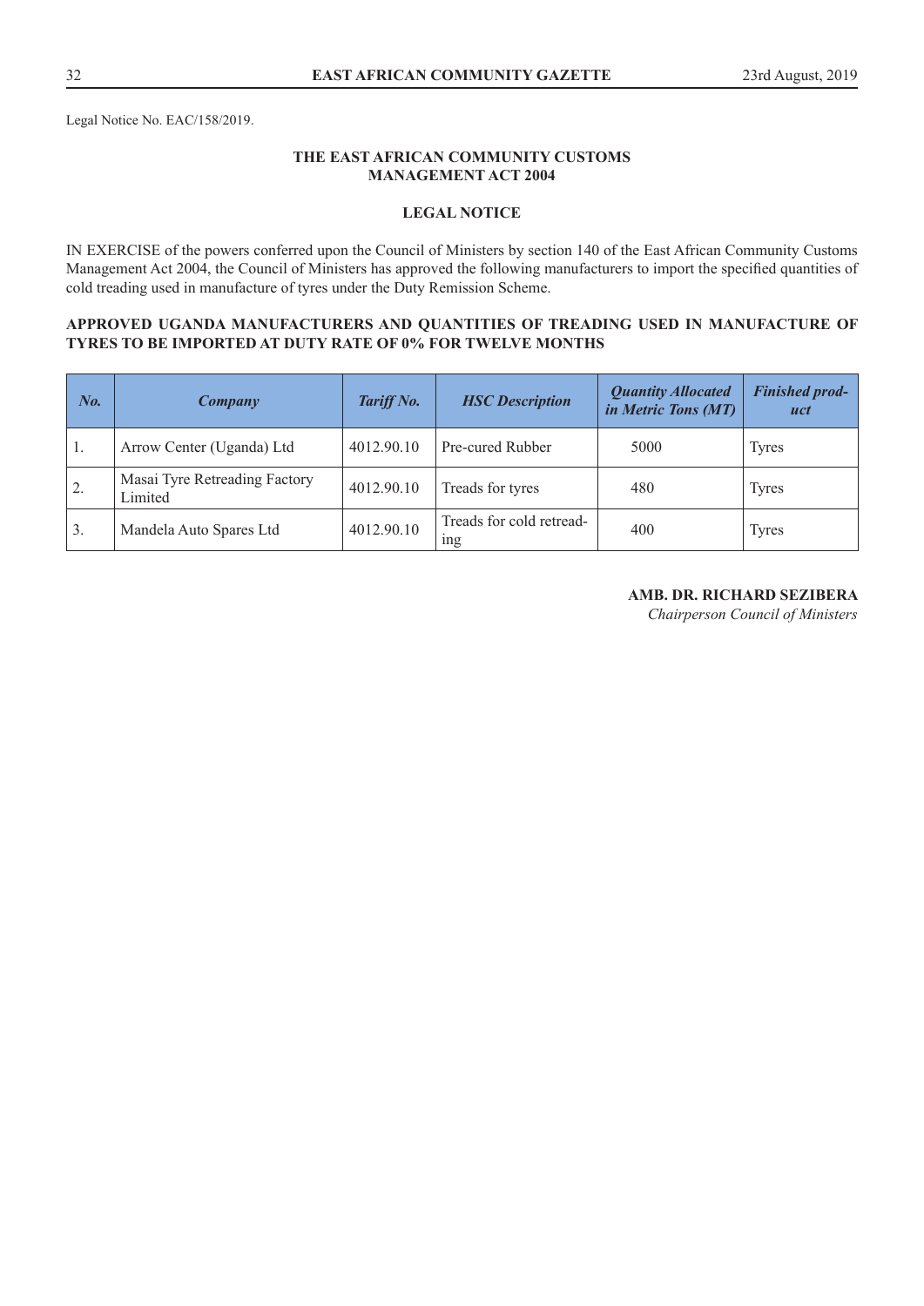Legal Notice No. EAC/158/2019.

**THE EAST AFRICAN COMMUNITY CUSTOMS MANAGEMENT ACT 2004**

**LEGAL NOTICE**

IN EXERCISE of the powers conferred upon the Council of Ministers by section 140 of the East African Community Customs Management Act 2004, the Council of Ministers has approved the following manufacturers to import the specified quantities of cold treading used in manufacture of tyres under the Duty Remission Scheme.

**APPROVED UGANDA MANUFACTURERS AND QUANTITIES OF TREADING USED IN MANUFACTURE OF TYRES TO BE IMPORTED AT DUTY RATE OF 0% FOR TWELVE MONTHS**

| No. | Company | Tariff No. | HSC Description | Quantity Allocated in Metric Tons (MT) | Finished product |
|---|---|---|---|---|---|
| 1. | Arrow Center (Uganda) Ltd | 4012.90.10 | Pre-cured Rubber | 5000 | Tyres |
| 2. | Masai Tyre Retreading Factory Limited | 4012.90.10 | Treads for tyres | 480 | Tyres |
| 3. | Mandela Auto Spares Ltd | 4012.90.10 | Treads for cold retreading | 400 | Tyres |

**AMB. DR. RICHARD SEZIBERA**
*Chairperson Council of Ministers*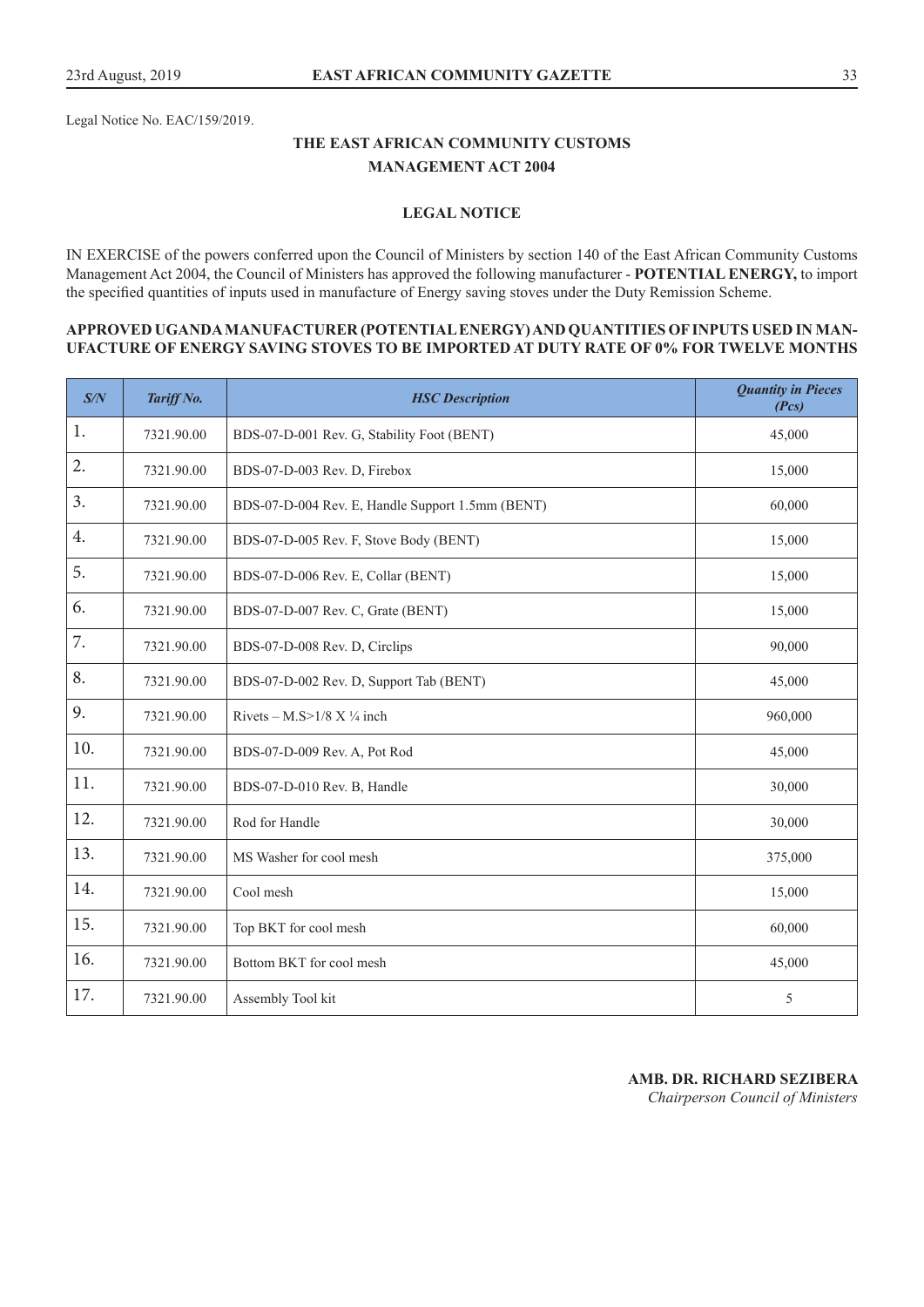Legal Notice No. EAC/159/2019.

## THE EAST AFRICAN COMMUNITY CUSTOMS MANAGEMENT ACT 2004

### LEGAL NOTICE

IN EXERCISE of the powers conferred upon the Council of Ministers by section 140 of the East African Community Customs Management Act 2004, the Council of Ministers has approved the following manufacturer - **POTENTIAL ENERGY,** to import the specified quantities of inputs used in manufacture of Energy saving stoves under the Duty Remission Scheme.

**APPROVED UGANDA MANUFACTURER (POTENTIAL ENERGY) AND QUANTITIES OF INPUTS USED IN MANUFACTURE OF ENERGY SAVING STOVES TO BE IMPORTED AT DUTY RATE OF 0% FOR TWELVE MONTHS**

| *S/N* | *Tariff No.* | *HSC Description* | *Quantity in Pieces (Pcs)* |
|---|---|---|---|
| 1. | 7321.90.00 | BDS-07-D-001 Rev. G, Stability Foot (BENT) | 45,000 |
| 2. | 7321.90.00 | BDS-07-D-003 Rev. D, Firebox | 15,000 |
| 3. | 7321.90.00 | BDS-07-D-004 Rev. E, Handle Support 1.5mm (BENT) | 60,000 |
| 4. | 7321.90.00 | BDS-07-D-005 Rev. F, Stove Body (BENT) | 15,000 |
| 5. | 7321.90.00 | BDS-07-D-006 Rev. E, Collar (BENT) | 15,000 |
| 6. | 7321.90.00 | BDS-07-D-007 Rev. C, Grate (BENT) | 15,000 |
| 7. | 7321.90.00 | BDS-07-D-008 Rev. D, Circlips | 90,000 |
| 8. | 7321.90.00 | BDS-07-D-002 Rev. D, Support Tab (BENT) | 45,000 |
| 9. | 7321.90.00 | Rivets – M.S>1/8 X ¼ inch | 960,000 |
| 10. | 7321.90.00 | BDS-07-D-009 Rev. A, Pot Rod | 45,000 |
| 11. | 7321.90.00 | BDS-07-D-010 Rev. B, Handle | 30,000 |
| 12. | 7321.90.00 | Rod for Handle | 30,000 |
| 13. | 7321.90.00 | MS Washer for cool mesh | 375,000 |
| 14. | 7321.90.00 | Cool mesh | 15,000 |
| 15. | 7321.90.00 | Top BKT for cool mesh | 60,000 |
| 16. | 7321.90.00 | Bottom BKT for cool mesh | 45,000 |
| 17. | 7321.90.00 | Assembly Tool kit | 5 |

**AMB. DR. RICHARD SEZIBERA**
*Chairperson Council of Ministers*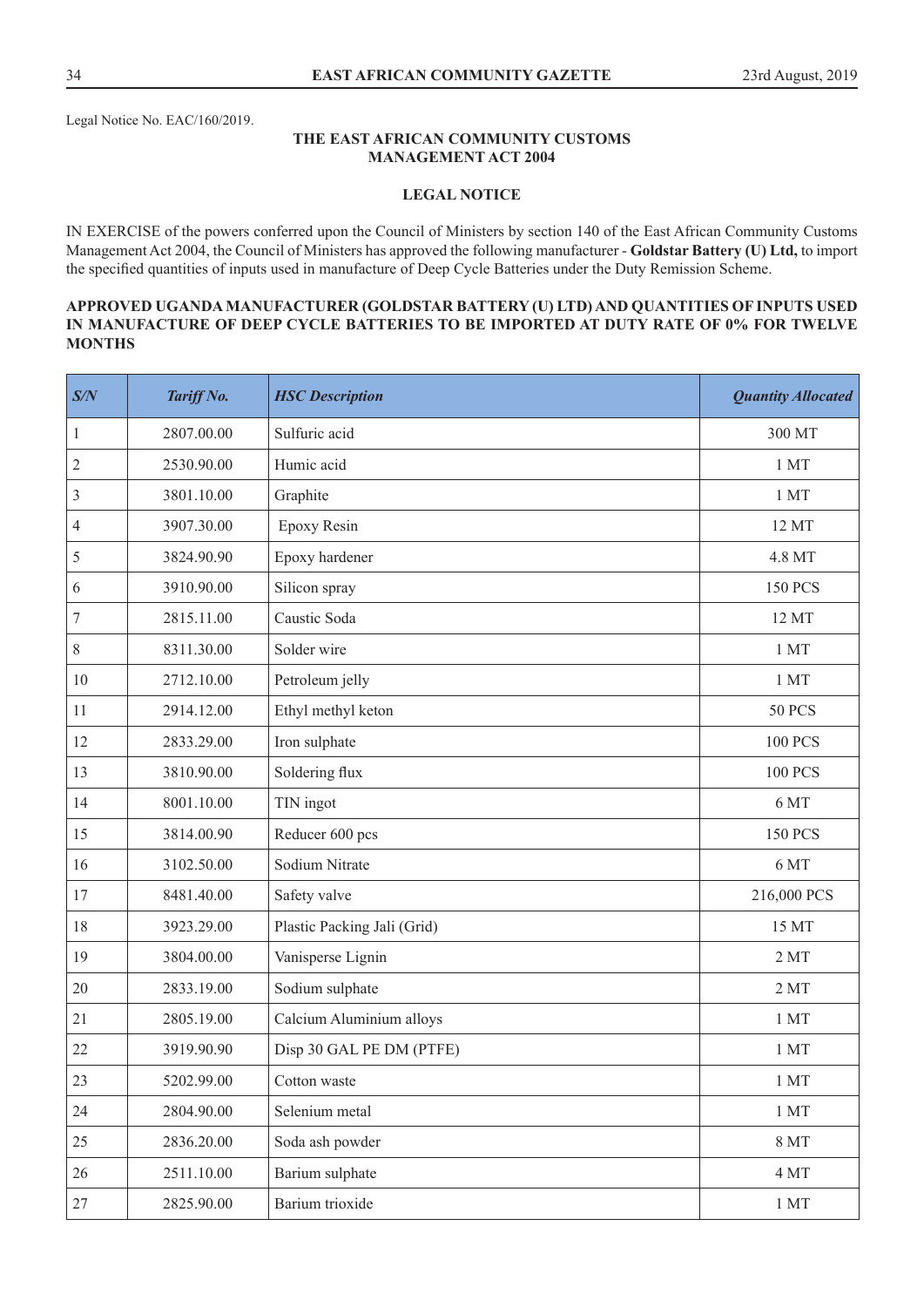Legal Notice No. EAC/160/2019.

**THE EAST AFRICAN COMMUNITY CUSTOMS MANAGEMENT ACT 2004**

**LEGAL NOTICE**

IN EXERCISE of the powers conferred upon the Council of Ministers by section 140 of the East African Community Customs Management Act 2004, the Council of Ministers has approved the following manufacturer - **Goldstar Battery (U) Ltd,** to import the specified quantities of inputs used in manufacture of Deep Cycle Batteries under the Duty Remission Scheme.

**APPROVED UGANDA MANUFACTURER (GOLDSTAR BATTERY (U) LTD) AND QUANTITIES OF INPUTS USED IN MANUFACTURE OF DEEP CYCLE BATTERIES TO BE IMPORTED AT DUTY RATE OF 0% FOR TWELVE MONTHS**

| *S/N* | *Tariff No.* | *HSC Description* | *Quantity Allocated* |
|---|---|---|---|
| 1 | 2807.00.00 | Sulfuric acid | 300 MT |
| 2 | 2530.90.00 | Humic acid | 1 MT |
| 3 | 3801.10.00 | Graphite | 1 MT |
| 4 | 3907.30.00 | Epoxy Resin | 12 MT |
| 5 | 3824.90.90 | Epoxy hardener | 4.8 MT |
| 6 | 3910.90.00 | Silicon spray | 150 PCS |
| 7 | 2815.11.00 | Caustic Soda | 12 MT |
| 8 | 8311.30.00 | Solder wire | 1 MT |
| 10 | 2712.10.00 | Petroleum jelly | 1 MT |
| 11 | 2914.12.00 | Ethyl methyl keton | 50 PCS |
| 12 | 2833.29.00 | Iron sulphate | 100 PCS |
| 13 | 3810.90.00 | Soldering flux | 100 PCS |
| 14 | 8001.10.00 | TIN ingot | 6 MT |
| 15 | 3814.00.90 | Reducer 600 pcs | 150 PCS |
| 16 | 3102.50.00 | Sodium Nitrate | 6 MT |
| 17 | 8481.40.00 | Safety valve | 216,000 PCS |
| 18 | 3923.29.00 | Plastic Packing Jali (Grid) | 15 MT |
| 19 | 3804.00.00 | Vanisperse Lignin | 2 MT |
| 20 | 2833.19.00 | Sodium sulphate | 2 MT |
| 21 | 2805.19.00 | Calcium Aluminium alloys | 1 MT |
| 22 | 3919.90.90 | Disp 30 GAL PE DM (PTFE) | 1 MT |
| 23 | 5202.99.00 | Cotton waste | 1 MT |
| 24 | 2804.90.00 | Selenium metal | 1 MT |
| 25 | 2836.20.00 | Soda ash powder | 8 MT |
| 26 | 2511.10.00 | Barium sulphate | 4 MT |
| 27 | 2825.90.00 | Barium trioxide | 1 MT |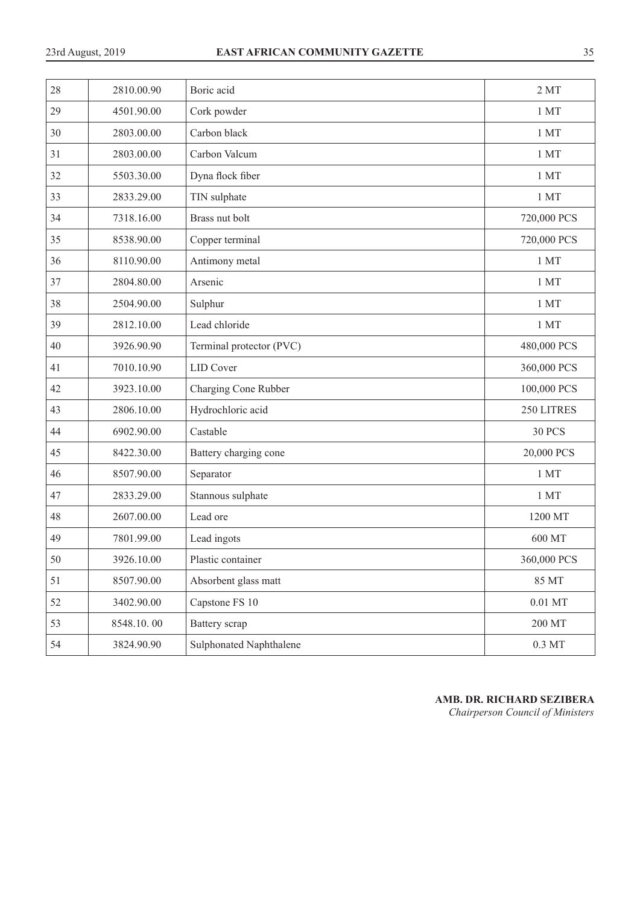| 28 | 2810.00.90 | Boric acid | 2 MT |
|---|---|---|---|
| 29 | 4501.90.00 | Cork powder | 1 MT |
| 30 | 2803.00.00 | Carbon black | 1 MT |
| 31 | 2803.00.00 | Carbon Valcum | 1 MT |
| 32 | 5503.30.00 | Dyna flock fiber | 1 MT |
| 33 | 2833.29.00 | TIN sulphate | 1 MT |
| 34 | 7318.16.00 | Brass nut bolt | 720,000 PCS |
| 35 | 8538.90.00 | Copper terminal | 720,000 PCS |
| 36 | 8110.90.00 | Antimony metal | 1 MT |
| 37 | 2804.80.00 | Arsenic | 1 MT |
| 38 | 2504.90.00 | Sulphur | 1 MT |
| 39 | 2812.10.00 | Lead chloride | 1 MT |
| 40 | 3926.90.90 | Terminal protector (PVC) | 480,000 PCS |
| 41 | 7010.10.90 | LID Cover | 360,000 PCS |
| 42 | 3923.10.00 | Charging Cone Rubber | 100,000 PCS |
| 43 | 2806.10.00 | Hydrochloric acid | 250 LITRES |
| 44 | 6902.90.00 | Castable | 30 PCS |
| 45 | 8422.30.00 | Battery charging cone | 20,000 PCS |
| 46 | 8507.90.00 | Separator | 1 MT |
| 47 | 2833.29.00 | Stannous sulphate | 1 MT |
| 48 | 2607.00.00 | Lead ore | 1200 MT |
| 49 | 7801.99.00 | Lead ingots | 600 MT |
| 50 | 3926.10.00 | Plastic container | 360,000 PCS |
| 51 | 8507.90.00 | Absorbent glass matt | 85 MT |
| 52 | 3402.90.00 | Capstone FS 10 | 0.01 MT |
| 53 | 8548.10. 00 | Battery scrap | 200 MT |
| 54 | 3824.90.90 | Sulphonated Naphthalene | 0.3 MT |

**AMB. DR. RICHARD SEZIBERA**
*Chairperson Council of Ministers*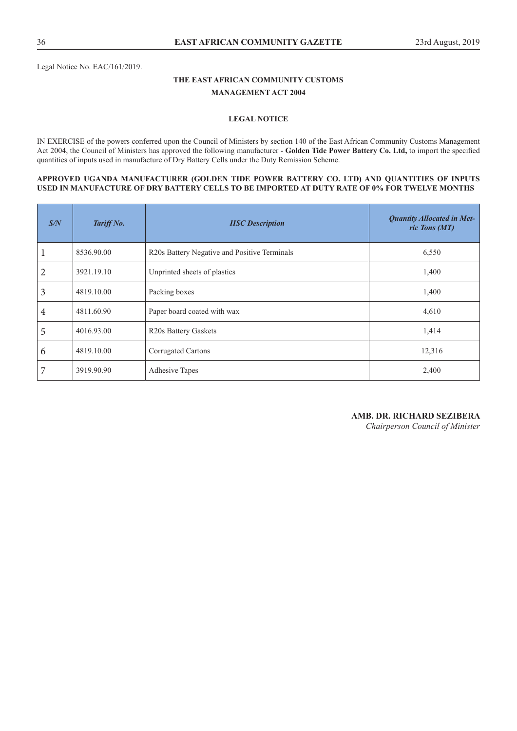Legal Notice No. EAC/161/2019.

**THE EAST AFRICAN COMMUNITY CUSTOMS MANAGEMENT ACT 2004**

**LEGAL NOTICE**

IN EXERCISE of the powers conferred upon the Council of Ministers by section 140 of the East African Community Customs Management Act 2004, the Council of Ministers has approved the following manufacturer - **Golden Tide Power Battery Co. Ltd,** to import the specified quantities of inputs used in manufacture of Dry Battery Cells under the Duty Remission Scheme.

**APPROVED UGANDA MANUFACTURER (GOLDEN TIDE POWER BATTERY CO. LTD) AND QUANTITIES OF INPUTS USED IN MANUFACTURE OF DRY BATTERY CELLS TO BE IMPORTED AT DUTY RATE OF 0% FOR TWELVE MONTHS**

| *S/N* | *Tariff No.* | *HSC Description* | *Quantity Allocated in Metric Tons (MT)* |
|---|---|---|---|
| 1 | 8536.90.00 | R20s Battery Negative and Positive Terminals | 6,550 |
| 2 | 3921.19.10 | Unprinted sheets of plastics | 1,400 |
| 3 | 4819.10.00 | Packing boxes | 1,400 |
| 4 | 4811.60.90 | Paper board coated with wax | 4,610 |
| 5 | 4016.93.00 | R20s Battery Gaskets | 1,414 |
| 6 | 4819.10.00 | Corrugated Cartons | 12,316 |
| 7 | 3919.90.90 | Adhesive Tapes | 2,400 |

**AMB. DR. RICHARD SEZIBERA**
*Chairperson Council of Minister*